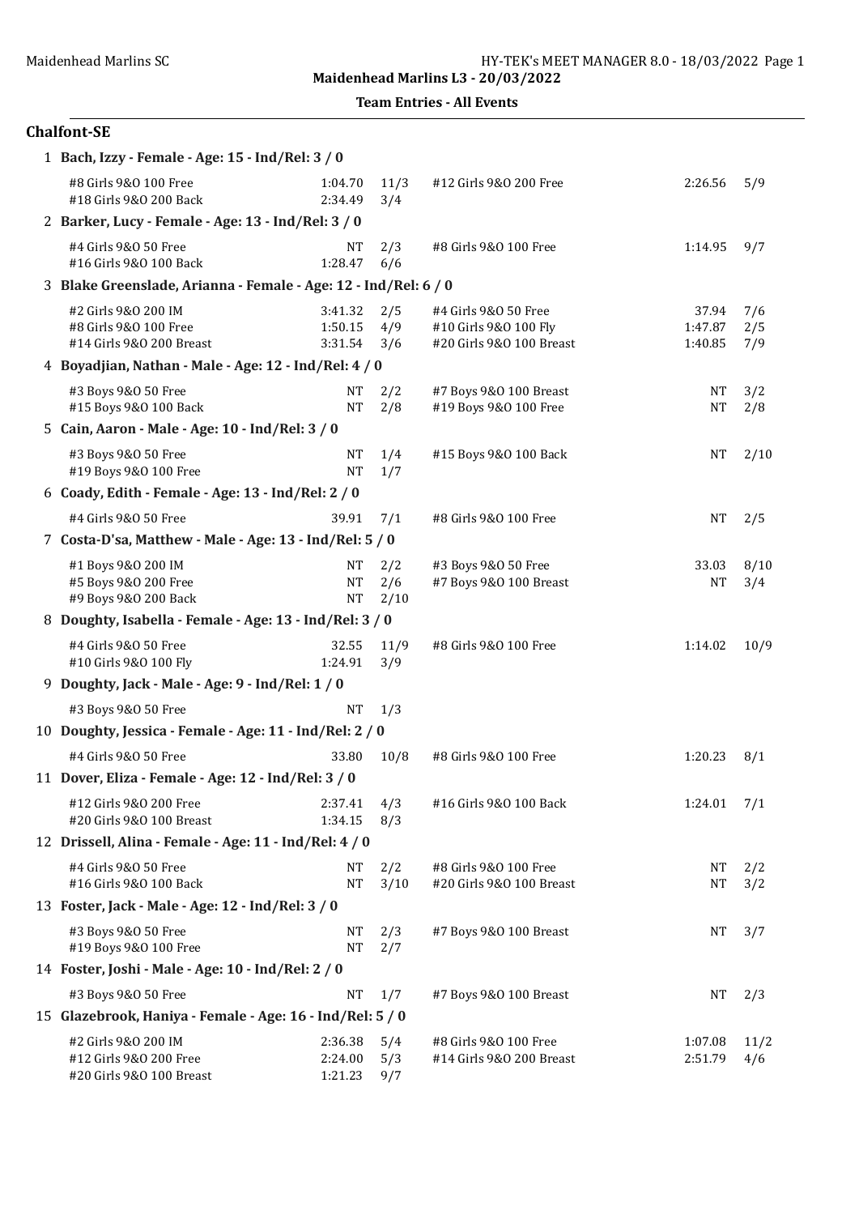Maidenhead Marlins SC

## Maidenhead Marlins L3 - 20/03/2022

### Team Entries - All Events

### Chalfont-SE

**1 Bach, Izzy - Female - Age: 15 - Ind/Rel: 3 / 0**

| Event | Time | Heat/Lane | Event | Time | Heat/Lane |
|---|---|---|---|---|---|
| #8 Girls 9&O 100 Free | 1:04.70 | 11/3 | #12 Girls 9&O 200 Free | 2:26.56 | 5/9 |
| #18 Girls 9&O 200 Back | 2:34.49 | 3/4 | | | |

**2 Barker, Lucy - Female - Age: 13 - Ind/Rel: 3 / 0**

| Event | Time | Heat/Lane | Event | Time | Heat/Lane |
|---|---|---|---|---|---|
| #4 Girls 9&O 50 Free | NT | 2/3 | #8 Girls 9&O 100 Free | 1:14.95 | 9/7 |
| #16 Girls 9&O 100 Back | 1:28.47 | 6/6 | | | |

**3 Blake Greenslade, Arianna - Female - Age: 12 - Ind/Rel: 6 / 0**

| Event | Time | Heat/Lane | Event | Time | Heat/Lane |
|---|---|---|---|---|---|
| #2 Girls 9&O 200 IM | 3:41.32 | 2/5 | #4 Girls 9&O 50 Free | 37.94 | 7/6 |
| #8 Girls 9&O 100 Free | 1:50.15 | 4/9 | #10 Girls 9&O 100 Fly | 1:47.87 | 2/5 |
| #14 Girls 9&O 200 Breast | 3:31.54 | 3/6 | #20 Girls 9&O 100 Breast | 1:40.85 | 7/9 |

**4 Boyadjian, Nathan - Male - Age: 12 - Ind/Rel: 4 / 0**

| Event | Time | Heat/Lane | Event | Time | Heat/Lane |
|---|---|---|---|---|---|
| #3 Boys 9&O 50 Free | NT | 2/2 | #7 Boys 9&O 100 Breast | NT | 3/2 |
| #15 Boys 9&O 100 Back | NT | 2/8 | #19 Boys 9&O 100 Free | NT | 2/8 |

**5 Cain, Aaron - Male - Age: 10 - Ind/Rel: 3 / 0**

| Event | Time | Heat/Lane | Event | Time | Heat/Lane |
|---|---|---|---|---|---|
| #3 Boys 9&O 50 Free | NT | 1/4 | #15 Boys 9&O 100 Back | NT | 2/10 |
| #19 Boys 9&O 100 Free | NT | 1/7 | | | |

**6 Coady, Edith - Female - Age: 13 - Ind/Rel: 2 / 0**

| Event | Time | Heat/Lane | Event | Time | Heat/Lane |
|---|---|---|---|---|---|
| #4 Girls 9&O 50 Free | 39.91 | 7/1 | #8 Girls 9&O 100 Free | NT | 2/5 |

**7 Costa-D'sa, Matthew - Male - Age: 13 - Ind/Rel: 5 / 0**

| Event | Time | Heat/Lane | Event | Time | Heat/Lane |
|---|---|---|---|---|---|
| #1 Boys 9&O 200 IM | NT | 2/2 | #3 Boys 9&O 50 Free | 33.03 | 8/10 |
| #5 Boys 9&O 200 Free | NT | 2/6 | #7 Boys 9&O 100 Breast | NT | 3/4 |
| #9 Boys 9&O 200 Back | NT | 2/10 | | | |

**8 Doughty, Isabella - Female - Age: 13 - Ind/Rel: 3 / 0**

| Event | Time | Heat/Lane | Event | Time | Heat/Lane |
|---|---|---|---|---|---|
| #4 Girls 9&O 50 Free | 32.55 | 11/9 | #8 Girls 9&O 100 Free | 1:14.02 | 10/9 |
| #10 Girls 9&O 100 Fly | 1:24.91 | 3/9 | | | |

**9 Doughty, Jack - Male - Age: 9 - Ind/Rel: 1 / 0**

| Event | Time | Heat/Lane | Event | Time | Heat/Lane |
|---|---|---|---|---|---|
| #3 Boys 9&O 50 Free | NT | 1/3 | | | |

**10 Doughty, Jessica - Female - Age: 11 - Ind/Rel: 2 / 0**

| Event | Time | Heat/Lane | Event | Time | Heat/Lane |
|---|---|---|---|---|---|
| #4 Girls 9&O 50 Free | 33.80 | 10/8 | #8 Girls 9&O 100 Free | 1:20.23 | 8/1 |

**11 Dover, Eliza - Female - Age: 12 - Ind/Rel: 3 / 0**

| Event | Time | Heat/Lane | Event | Time | Heat/Lane |
|---|---|---|---|---|---|
| #12 Girls 9&O 200 Free | 2:37.41 | 4/3 | #16 Girls 9&O 100 Back | 1:24.01 | 7/1 |
| #20 Girls 9&O 100 Breast | 1:34.15 | 8/3 | | | |

**12 Drissell, Alina - Female - Age: 11 - Ind/Rel: 4 / 0**

| Event | Time | Heat/Lane | Event | Time | Heat/Lane |
|---|---|---|---|---|---|
| #4 Girls 9&O 50 Free | NT | 2/2 | #8 Girls 9&O 100 Free | NT | 2/2 |
| #16 Girls 9&O 100 Back | NT | 3/10 | #20 Girls 9&O 100 Breast | NT | 3/2 |

**13 Foster, Jack - Male - Age: 12 - Ind/Rel: 3 / 0**

| Event | Time | Heat/Lane | Event | Time | Heat/Lane |
|---|---|---|---|---|---|
| #3 Boys 9&O 50 Free | NT | 2/3 | #7 Boys 9&O 100 Breast | NT | 3/7 |
| #19 Boys 9&O 100 Free | NT | 2/7 | | | |

**14 Foster, Joshi - Male - Age: 10 - Ind/Rel: 2 / 0**

| Event | Time | Heat/Lane | Event | Time | Heat/Lane |
|---|---|---|---|---|---|
| #3 Boys 9&O 50 Free | NT | 1/7 | #7 Boys 9&O 100 Breast | NT | 2/3 |

**15 Glazebrook, Haniya - Female - Age: 16 - Ind/Rel: 5 / 0**

| Event | Time | Heat/Lane | Event | Time | Heat/Lane |
|---|---|---|---|---|---|
| #2 Girls 9&O 200 IM | 2:36.38 | 5/4 | #8 Girls 9&O 100 Free | 1:07.08 | 11/2 |
| #12 Girls 9&O 200 Free | 2:24.00 | 5/3 | #14 Girls 9&O 200 Breast | 2:51.79 | 4/6 |
| #20 Girls 9&O 100 Breast | 1:21.23 | 9/7 | | | |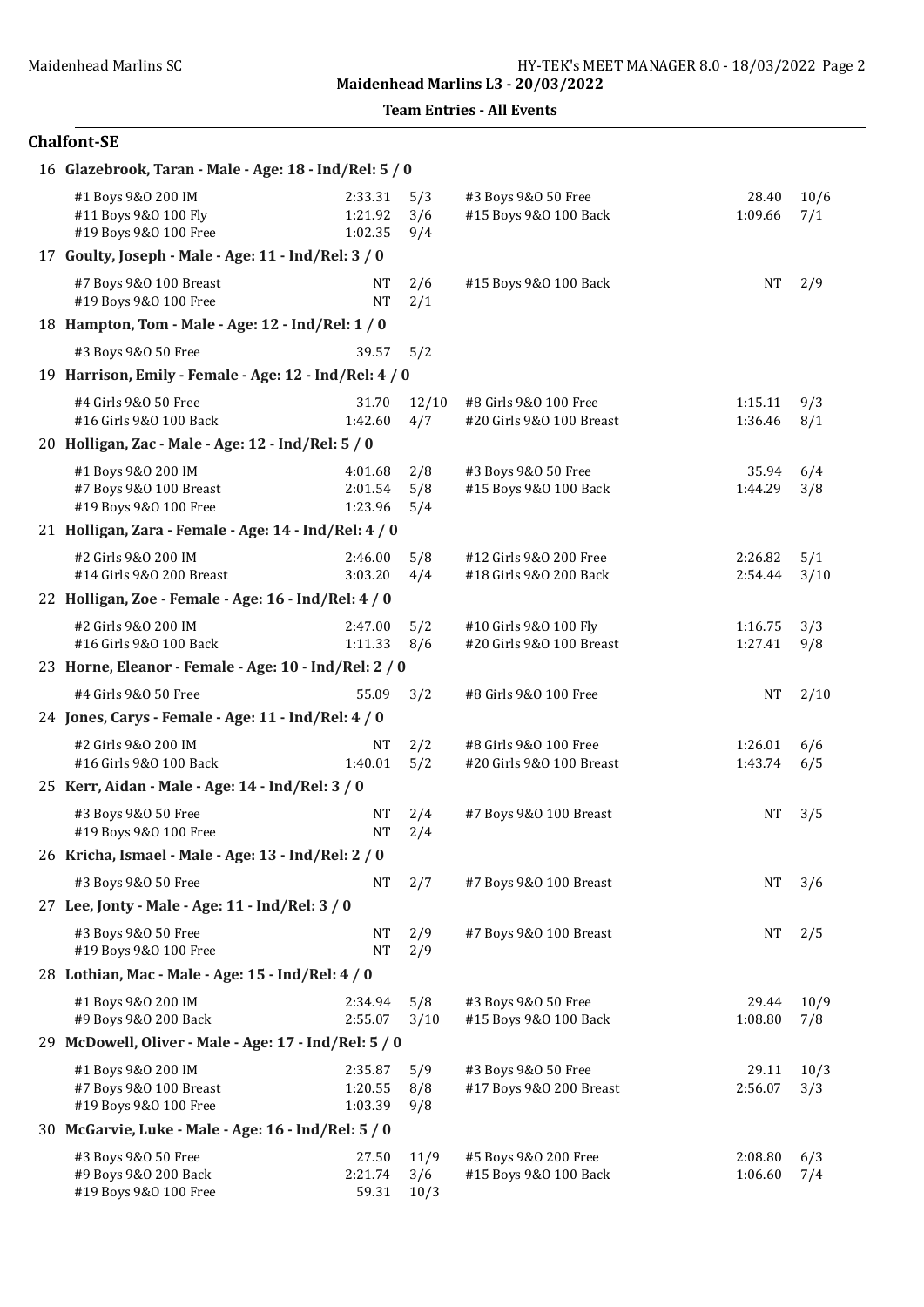Maidenhead Marlins SC

**Maidenhead Marlins L3 - 20/03/2022**

**Team Entries - All Events**

## Chalfont-SE

**16 Glazebrook, Taran - Male - Age: 18 - Ind/Rel: 5 / 0**

| Event | Seed | Heat/Lane | Event | Seed | Heat/Lane |
|---|---|---|---|---|---|
| #1 Boys 9&O 200 IM | 2:33.31 | 5/3 | #3 Boys 9&O 50 Free | 28.40 | 10/6 |
| #11 Boys 9&O 100 Fly | 1:21.92 | 3/6 | #15 Boys 9&O 100 Back | 1:09.66 | 7/1 |
| #19 Boys 9&O 100 Free | 1:02.35 | 9/4 | | | |

**17 Goulty, Joseph - Male - Age: 11 - Ind/Rel: 3 / 0**

| Event | Seed | Heat/Lane | Event | Seed | Heat/Lane |
|---|---|---|---|---|---|
| #7 Boys 9&O 100 Breast | NT | 2/6 | #15 Boys 9&O 100 Back | NT | 2/9 |
| #19 Boys 9&O 100 Free | NT | 2/1 | | | |

**18 Hampton, Tom - Male - Age: 12 - Ind/Rel: 1 / 0**

| Event | Seed | Heat/Lane | Event | Seed | Heat/Lane |
|---|---|---|---|---|---|
| #3 Boys 9&O 50 Free | 39.57 | 5/2 | | | |

**19 Harrison, Emily - Female - Age: 12 - Ind/Rel: 4 / 0**

| Event | Seed | Heat/Lane | Event | Seed | Heat/Lane |
|---|---|---|---|---|---|
| #4 Girls 9&O 50 Free | 31.70 | 12/10 | #8 Girls 9&O 100 Free | 1:15.11 | 9/3 |
| #16 Girls 9&O 100 Back | 1:42.60 | 4/7 | #20 Girls 9&O 100 Breast | 1:36.46 | 8/1 |

**20 Holligan, Zac - Male - Age: 12 - Ind/Rel: 5 / 0**

| Event | Seed | Heat/Lane | Event | Seed | Heat/Lane |
|---|---|---|---|---|---|
| #1 Boys 9&O 200 IM | 4:01.68 | 2/8 | #3 Boys 9&O 50 Free | 35.94 | 6/4 |
| #7 Boys 9&O 100 Breast | 2:01.54 | 5/8 | #15 Boys 9&O 100 Back | 1:44.29 | 3/8 |
| #19 Boys 9&O 100 Free | 1:23.96 | 5/4 | | | |

**21 Holligan, Zara - Female - Age: 14 - Ind/Rel: 4 / 0**

| Event | Seed | Heat/Lane | Event | Seed | Heat/Lane |
|---|---|---|---|---|---|
| #2 Girls 9&O 200 IM | 2:46.00 | 5/8 | #12 Girls 9&O 200 Free | 2:26.82 | 5/1 |
| #14 Girls 9&O 200 Breast | 3:03.20 | 4/4 | #18 Girls 9&O 200 Back | 2:54.44 | 3/10 |

**22 Holligan, Zoe - Female - Age: 16 - Ind/Rel: 4 / 0**

| Event | Seed | Heat/Lane | Event | Seed | Heat/Lane |
|---|---|---|---|---|---|
| #2 Girls 9&O 200 IM | 2:47.00 | 5/2 | #10 Girls 9&O 100 Fly | 1:16.75 | 3/3 |
| #16 Girls 9&O 100 Back | 1:11.33 | 8/6 | #20 Girls 9&O 100 Breast | 1:27.41 | 9/8 |

**23 Horne, Eleanor - Female - Age: 10 - Ind/Rel: 2 / 0**

| Event | Seed | Heat/Lane | Event | Seed | Heat/Lane |
|---|---|---|---|---|---|
| #4 Girls 9&O 50 Free | 55.09 | 3/2 | #8 Girls 9&O 100 Free | NT | 2/10 |

**24 Jones, Carys - Female - Age: 11 - Ind/Rel: 4 / 0**

| Event | Seed | Heat/Lane | Event | Seed | Heat/Lane |
|---|---|---|---|---|---|
| #2 Girls 9&O 200 IM | NT | 2/2 | #8 Girls 9&O 100 Free | 1:26.01 | 6/6 |
| #16 Girls 9&O 100 Back | 1:40.01 | 5/2 | #20 Girls 9&O 100 Breast | 1:43.74 | 6/5 |

**25 Kerr, Aidan - Male - Age: 14 - Ind/Rel: 3 / 0**

| Event | Seed | Heat/Lane | Event | Seed | Heat/Lane |
|---|---|---|---|---|---|
| #3 Boys 9&O 50 Free | NT | 2/4 | #7 Boys 9&O 100 Breast | NT | 3/5 |
| #19 Boys 9&O 100 Free | NT | 2/4 | | | |

**26 Kricha, Ismael - Male - Age: 13 - Ind/Rel: 2 / 0**

| Event | Seed | Heat/Lane | Event | Seed | Heat/Lane |
|---|---|---|---|---|---|
| #3 Boys 9&O 50 Free | NT | 2/7 | #7 Boys 9&O 100 Breast | NT | 3/6 |

**27 Lee, Jonty - Male - Age: 11 - Ind/Rel: 3 / 0**

| Event | Seed | Heat/Lane | Event | Seed | Heat/Lane |
|---|---|---|---|---|---|
| #3 Boys 9&O 50 Free | NT | 2/9 | #7 Boys 9&O 100 Breast | NT | 2/5 |
| #19 Boys 9&O 100 Free | NT | 2/9 | | | |

**28 Lothian, Mac - Male - Age: 15 - Ind/Rel: 4 / 0**

| Event | Seed | Heat/Lane | Event | Seed | Heat/Lane |
|---|---|---|---|---|---|
| #1 Boys 9&O 200 IM | 2:34.94 | 5/8 | #3 Boys 9&O 50 Free | 29.44 | 10/9 |
| #9 Boys 9&O 200 Back | 2:55.07 | 3/10 | #15 Boys 9&O 100 Back | 1:08.80 | 7/8 |

**29 McDowell, Oliver - Male - Age: 17 - Ind/Rel: 5 / 0**

| Event | Seed | Heat/Lane | Event | Seed | Heat/Lane |
|---|---|---|---|---|---|
| #1 Boys 9&O 200 IM | 2:35.87 | 5/9 | #3 Boys 9&O 50 Free | 29.11 | 10/3 |
| #7 Boys 9&O 100 Breast | 1:20.55 | 8/8 | #17 Boys 9&O 200 Breast | 2:56.07 | 3/3 |
| #19 Boys 9&O 100 Free | 1:03.39 | 9/8 | | | |

**30 McGarvie, Luke - Male - Age: 16 - Ind/Rel: 5 / 0**

| Event | Seed | Heat/Lane | Event | Seed | Heat/Lane |
|---|---|---|---|---|---|
| #3 Boys 9&O 50 Free | 27.50 | 11/9 | #5 Boys 9&O 200 Free | 2:08.80 | 6/3 |
| #9 Boys 9&O 200 Back | 2:21.74 | 3/6 | #15 Boys 9&O 100 Back | 1:06.60 | 7/4 |
| #19 Boys 9&O 100 Free | 59.31 | 10/3 | | | |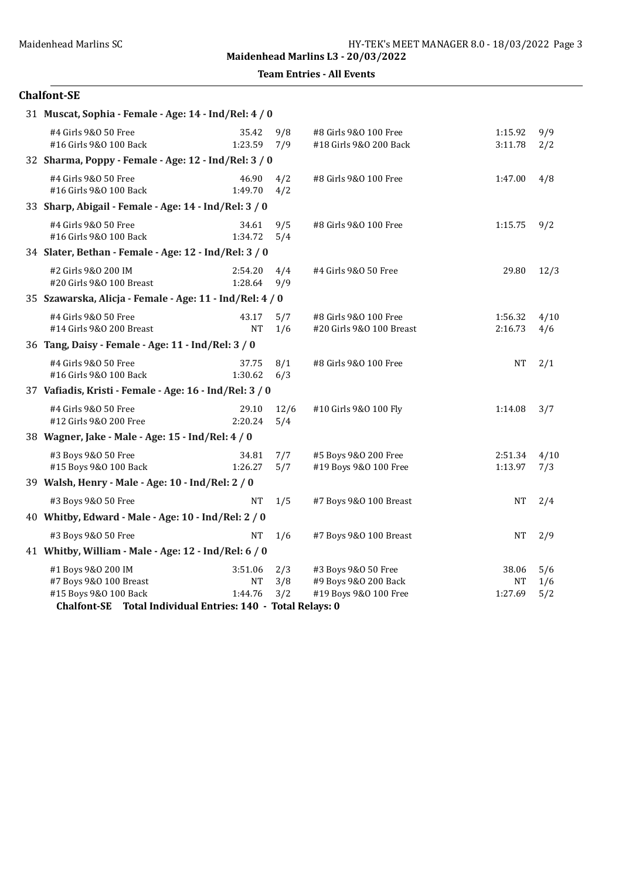Maidenhead Marlins L3 - 20/03/2022

Team Entries - All Events

## Chalfont-SE

**31 Muscat, Sophia - Female - Age: 14 - Ind/Rel: 4 / 0**

| Event | Time | Heat/Lane | Event | Time | Heat/Lane |
|---|---|---|---|---|---|
| #4 Girls 9&O 50 Free | 35.42 | 9/8 | #8 Girls 9&O 100 Free | 1:15.92 | 9/9 |
| #16 Girls 9&O 100 Back | 1:23.59 | 7/9 | #18 Girls 9&O 200 Back | 3:11.78 | 2/2 |

**32 Sharma, Poppy - Female - Age: 12 - Ind/Rel: 3 / 0**

| Event | Time | Heat/Lane | Event | Time | Heat/Lane |
|---|---|---|---|---|---|
| #4 Girls 9&O 50 Free | 46.90 | 4/2 | #8 Girls 9&O 100 Free | 1:47.00 | 4/8 |
| #16 Girls 9&O 100 Back | 1:49.70 | 4/2 | | | |

**33 Sharp, Abigail - Female - Age: 14 - Ind/Rel: 3 / 0**

| Event | Time | Heat/Lane | Event | Time | Heat/Lane |
|---|---|---|---|---|---|
| #4 Girls 9&O 50 Free | 34.61 | 9/5 | #8 Girls 9&O 100 Free | 1:15.75 | 9/2 |
| #16 Girls 9&O 100 Back | 1:34.72 | 5/4 | | | |

**34 Slater, Bethan - Female - Age: 12 - Ind/Rel: 3 / 0**

| Event | Time | Heat/Lane | Event | Time | Heat/Lane |
|---|---|---|---|---|---|
| #2 Girls 9&O 200 IM | 2:54.20 | 4/4 | #4 Girls 9&O 50 Free | 29.80 | 12/3 |
| #20 Girls 9&O 100 Breast | 1:28.64 | 9/9 | | | |

**35 Szawarska, Alicja - Female - Age: 11 - Ind/Rel: 4 / 0**

| Event | Time | Heat/Lane | Event | Time | Heat/Lane |
|---|---|---|---|---|---|
| #4 Girls 9&O 50 Free | 43.17 | 5/7 | #8 Girls 9&O 100 Free | 1:56.32 | 4/10 |
| #14 Girls 9&O 200 Breast | NT | 1/6 | #20 Girls 9&O 100 Breast | 2:16.73 | 4/6 |

**36 Tang, Daisy - Female - Age: 11 - Ind/Rel: 3 / 0**

| Event | Time | Heat/Lane | Event | Time | Heat/Lane |
|---|---|---|---|---|---|
| #4 Girls 9&O 50 Free | 37.75 | 8/1 | #8 Girls 9&O 100 Free | NT | 2/1 |
| #16 Girls 9&O 100 Back | 1:30.62 | 6/3 | | | |

**37 Vafiadis, Kristi - Female - Age: 16 - Ind/Rel: 3 / 0**

| Event | Time | Heat/Lane | Event | Time | Heat/Lane |
|---|---|---|---|---|---|
| #4 Girls 9&O 50 Free | 29.10 | 12/6 | #10 Girls 9&O 100 Fly | 1:14.08 | 3/7 |
| #12 Girls 9&O 200 Free | 2:20.24 | 5/4 | | | |

**38 Wagner, Jake - Male - Age: 15 - Ind/Rel: 4 / 0**

| Event | Time | Heat/Lane | Event | Time | Heat/Lane |
|---|---|---|---|---|---|
| #3 Boys 9&O 50 Free | 34.81 | 7/7 | #5 Boys 9&O 200 Free | 2:51.34 | 4/10 |
| #15 Boys 9&O 100 Back | 1:26.27 | 5/7 | #19 Boys 9&O 100 Free | 1:13.97 | 7/3 |

**39 Walsh, Henry - Male - Age: 10 - Ind/Rel: 2 / 0**

| Event | Time | Heat/Lane | Event | Time | Heat/Lane |
|---|---|---|---|---|---|
| #3 Boys 9&O 50 Free | NT | 1/5 | #7 Boys 9&O 100 Breast | NT | 2/4 |

**40 Whitby, Edward - Male - Age: 10 - Ind/Rel: 2 / 0**

| Event | Time | Heat/Lane | Event | Time | Heat/Lane |
|---|---|---|---|---|---|
| #3 Boys 9&O 50 Free | NT | 1/6 | #7 Boys 9&O 100 Breast | NT | 2/9 |

**41 Whitby, William - Male - Age: 12 - Ind/Rel: 6 / 0**

| Event | Time | Heat/Lane | Event | Time | Heat/Lane |
|---|---|---|---|---|---|
| #1 Boys 9&O 200 IM | 3:51.06 | 2/3 | #3 Boys 9&O 50 Free | 38.06 | 5/6 |
| #7 Boys 9&O 100 Breast | NT | 3/8 | #9 Boys 9&O 200 Back | NT | 1/6 |
| #15 Boys 9&O 100 Back | 1:44.76 | 3/2 | #19 Boys 9&O 100 Free | 1:27.69 | 5/2 |

**Chalfont-SE Total Individual Entries: 140 - Total Relays: 0**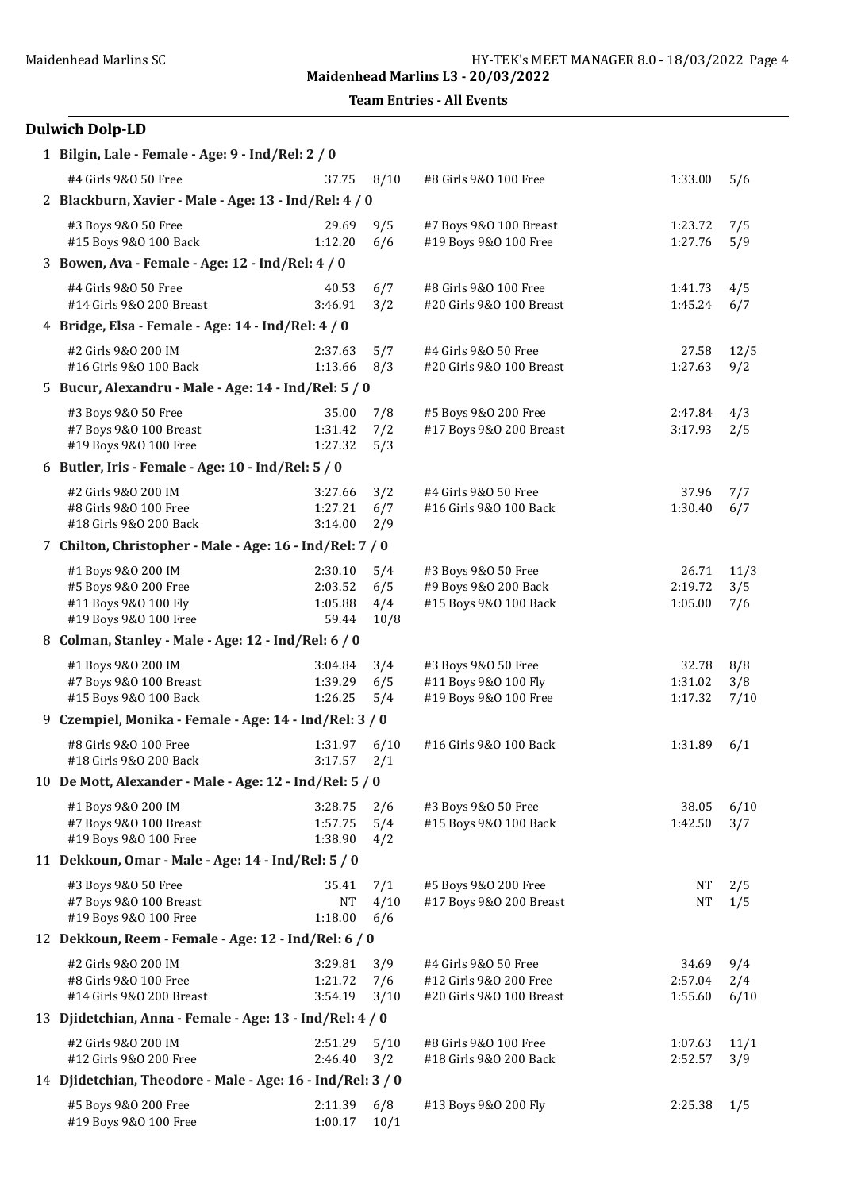Maidenhead Marlins L3 - 20/03/2022

**Team Entries - All Events**

## Dulwich Dolp-LD

**1 Bilgin, Lale - Female - Age: 9 - Ind/Rel: 2 / 0**

| | | | | | |
|---|---|---|---|---|---|
| #4 Girls 9&O 50 Free | 37.75 | 8/10 | #8 Girls 9&O 100 Free | 1:33.00 | 5/6 |

**2 Blackburn, Xavier - Male - Age: 13 - Ind/Rel: 4 / 0**

| | | | | | |
|---|---|---|---|---|---|
| #3 Boys 9&O 50 Free | 29.69 | 9/5 | #7 Boys 9&O 100 Breast | 1:23.72 | 7/5 |
| #15 Boys 9&O 100 Back | 1:12.20 | 6/6 | #19 Boys 9&O 100 Free | 1:27.76 | 5/9 |

**3 Bowen, Ava - Female - Age: 12 - Ind/Rel: 4 / 0**

| | | | | | |
|---|---|---|---|---|---|
| #4 Girls 9&O 50 Free | 40.53 | 6/7 | #8 Girls 9&O 100 Free | 1:41.73 | 4/5 |
| #14 Girls 9&O 200 Breast | 3:46.91 | 3/2 | #20 Girls 9&O 100 Breast | 1:45.24 | 6/7 |

**4 Bridge, Elsa - Female - Age: 14 - Ind/Rel: 4 / 0**

| | | | | | |
|---|---|---|---|---|---|
| #2 Girls 9&O 200 IM | 2:37.63 | 5/7 | #4 Girls 9&O 50 Free | 27.58 | 12/5 |
| #16 Girls 9&O 100 Back | 1:13.66 | 8/3 | #20 Girls 9&O 100 Breast | 1:27.63 | 9/2 |

**5 Bucur, Alexandru - Male - Age: 14 - Ind/Rel: 5 / 0**

| | | | | | |
|---|---|---|---|---|---|
| #3 Boys 9&O 50 Free | 35.00 | 7/8 | #5 Boys 9&O 200 Free | 2:47.84 | 4/3 |
| #7 Boys 9&O 100 Breast | 1:31.42 | 7/2 | #17 Boys 9&O 200 Breast | 3:17.93 | 2/5 |
| #19 Boys 9&O 100 Free | 1:27.32 | 5/3 | | | |

**6 Butler, Iris - Female - Age: 10 - Ind/Rel: 5 / 0**

| | | | | | |
|---|---|---|---|---|---|
| #2 Girls 9&O 200 IM | 3:27.66 | 3/2 | #4 Girls 9&O 50 Free | 37.96 | 7/7 |
| #8 Girls 9&O 100 Free | 1:27.21 | 6/7 | #16 Girls 9&O 100 Back | 1:30.40 | 6/7 |
| #18 Girls 9&O 200 Back | 3:14.00 | 2/9 | | | |

**7 Chilton, Christopher - Male - Age: 16 - Ind/Rel: 7 / 0**

| | | | | | |
|---|---|---|---|---|---|
| #1 Boys 9&O 200 IM | 2:30.10 | 5/4 | #3 Boys 9&O 50 Free | 26.71 | 11/3 |
| #5 Boys 9&O 200 Free | 2:03.52 | 6/5 | #9 Boys 9&O 200 Back | 2:19.72 | 3/5 |
| #11 Boys 9&O 100 Fly | 1:05.88 | 4/4 | #15 Boys 9&O 100 Back | 1:05.00 | 7/6 |
| #19 Boys 9&O 100 Free | 59.44 | 10/8 | | | |

**8 Colman, Stanley - Male - Age: 12 - Ind/Rel: 6 / 0**

| | | | | | |
|---|---|---|---|---|---|
| #1 Boys 9&O 200 IM | 3:04.84 | 3/4 | #3 Boys 9&O 50 Free | 32.78 | 8/8 |
| #7 Boys 9&O 100 Breast | 1:39.29 | 6/5 | #11 Boys 9&O 100 Fly | 1:31.02 | 3/8 |
| #15 Boys 9&O 100 Back | 1:26.25 | 5/4 | #19 Boys 9&O 100 Free | 1:17.32 | 7/10 |

**9 Czempiel, Monika - Female - Age: 14 - Ind/Rel: 3 / 0**

| | | | | | |
|---|---|---|---|---|---|
| #8 Girls 9&O 100 Free | 1:31.97 | 6/10 | #16 Girls 9&O 100 Back | 1:31.89 | 6/1 |
| #18 Girls 9&O 200 Back | 3:17.57 | 2/1 | | | |

**10 De Mott, Alexander - Male - Age: 12 - Ind/Rel: 5 / 0**

| | | | | | |
|---|---|---|---|---|---|
| #1 Boys 9&O 200 IM | 3:28.75 | 2/6 | #3 Boys 9&O 50 Free | 38.05 | 6/10 |
| #7 Boys 9&O 100 Breast | 1:57.75 | 5/4 | #15 Boys 9&O 100 Back | 1:42.50 | 3/7 |
| #19 Boys 9&O 100 Free | 1:38.90 | 4/2 | | | |

**11 Dekkoun, Omar - Male - Age: 14 - Ind/Rel: 5 / 0**

| | | | | | |
|---|---|---|---|---|---|
| #3 Boys 9&O 50 Free | 35.41 | 7/1 | #5 Boys 9&O 200 Free | NT | 2/5 |
| #7 Boys 9&O 100 Breast | NT | 4/10 | #17 Boys 9&O 200 Breast | NT | 1/5 |
| #19 Boys 9&O 100 Free | 1:18.00 | 6/6 | | | |

**12 Dekkoun, Reem - Female - Age: 12 - Ind/Rel: 6 / 0**

| | | | | | |
|---|---|---|---|---|---|
| #2 Girls 9&O 200 IM | 3:29.81 | 3/9 | #4 Girls 9&O 50 Free | 34.69 | 9/4 |
| #8 Girls 9&O 100 Free | 1:21.72 | 7/6 | #12 Girls 9&O 200 Free | 2:57.04 | 2/4 |
| #14 Girls 9&O 200 Breast | 3:54.19 | 3/10 | #20 Girls 9&O 100 Breast | 1:55.60 | 6/10 |

**13 Djidetchian, Anna - Female - Age: 13 - Ind/Rel: 4 / 0**

| | | | | | |
|---|---|---|---|---|---|
| #2 Girls 9&O 200 IM | 2:51.29 | 5/10 | #8 Girls 9&O 100 Free | 1:07.63 | 11/1 |
| #12 Girls 9&O 200 Free | 2:46.40 | 3/2 | #18 Girls 9&O 200 Back | 2:52.57 | 3/9 |

**14 Djidetchian, Theodore - Male - Age: 16 - Ind/Rel: 3 / 0**

| | | | | | |
|---|---|---|---|---|---|
| #5 Boys 9&O 200 Free | 2:11.39 | 6/8 | #13 Boys 9&O 200 Fly | 2:25.38 | 1/5 |
| #19 Boys 9&O 100 Free | 1:00.17 | 10/1 | | | |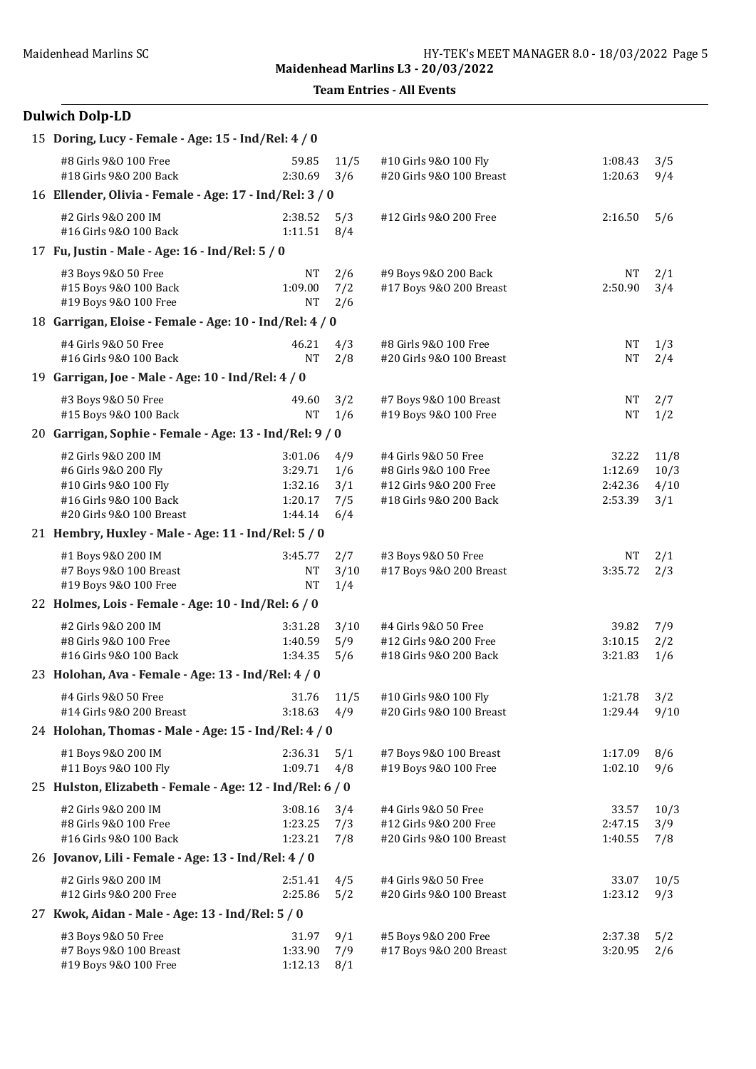Maidenhead Marlins L3 - 20/03/2022

**Team Entries - All Events**

## Dulwich Dolp-LD

### 15 Doring, Lucy - Female - Age: 15 - Ind/Rel: 4 / 0

| Event | Time | Heat/Lane | Event | Time | Heat/Lane |
|---|---|---|---|---|---|
| #8 Girls 9&O 100 Free | 59.85 | 11/5 | #10 Girls 9&O 100 Fly | 1:08.43 | 3/5 |
| #18 Girls 9&O 200 Back | 2:30.69 | 3/6 | #20 Girls 9&O 100 Breast | 1:20.63 | 9/4 |

### 16 Ellender, Olivia - Female - Age: 17 - Ind/Rel: 3 / 0

| Event | Time | Heat/Lane | Event | Time | Heat/Lane |
|---|---|---|---|---|---|
| #2 Girls 9&O 200 IM | 2:38.52 | 5/3 | #12 Girls 9&O 200 Free | 2:16.50 | 5/6 |
| #16 Girls 9&O 100 Back | 1:11.51 | 8/4 | | | |

### 17 Fu, Justin - Male - Age: 16 - Ind/Rel: 5 / 0

| Event | Time | Heat/Lane | Event | Time | Heat/Lane |
|---|---|---|---|---|---|
| #3 Boys 9&O 50 Free | NT | 2/6 | #9 Boys 9&O 200 Back | NT | 2/1 |
| #15 Boys 9&O 100 Back | 1:09.00 | 7/2 | #17 Boys 9&O 200 Breast | 2:50.90 | 3/4 |
| #19 Boys 9&O 100 Free | NT | 2/6 | | | |

### 18 Garrigan, Eloise - Female - Age: 10 - Ind/Rel: 4 / 0

| Event | Time | Heat/Lane | Event | Time | Heat/Lane |
|---|---|---|---|---|---|
| #4 Girls 9&O 50 Free | 46.21 | 4/3 | #8 Girls 9&O 100 Free | NT | 1/3 |
| #16 Girls 9&O 100 Back | NT | 2/8 | #20 Girls 9&O 100 Breast | NT | 2/4 |

### 19 Garrigan, Joe - Male - Age: 10 - Ind/Rel: 4 / 0

| Event | Time | Heat/Lane | Event | Time | Heat/Lane |
|---|---|---|---|---|---|
| #3 Boys 9&O 50 Free | 49.60 | 3/2 | #7 Boys 9&O 100 Breast | NT | 2/7 |
| #15 Boys 9&O 100 Back | NT | 1/6 | #19 Boys 9&O 100 Free | NT | 1/2 |

### 20 Garrigan, Sophie - Female - Age: 13 - Ind/Rel: 9 / 0

| Event | Time | Heat/Lane | Event | Time | Heat/Lane |
|---|---|---|---|---|---|
| #2 Girls 9&O 200 IM | 3:01.06 | 4/9 | #4 Girls 9&O 50 Free | 32.22 | 11/8 |
| #6 Girls 9&O 200 Fly | 3:29.71 | 1/6 | #8 Girls 9&O 100 Free | 1:12.69 | 10/3 |
| #10 Girls 9&O 100 Fly | 1:32.16 | 3/1 | #12 Girls 9&O 200 Free | 2:42.36 | 4/10 |
| #16 Girls 9&O 100 Back | 1:20.17 | 7/5 | #18 Girls 9&O 200 Back | 2:53.39 | 3/1 |
| #20 Girls 9&O 100 Breast | 1:44.14 | 6/4 | | | |

### 21 Hembry, Huxley - Male - Age: 11 - Ind/Rel: 5 / 0

| Event | Time | Heat/Lane | Event | Time | Heat/Lane |
|---|---|---|---|---|---|
| #1 Boys 9&O 200 IM | 3:45.77 | 2/7 | #3 Boys 9&O 50 Free | NT | 2/1 |
| #7 Boys 9&O 100 Breast | NT | 3/10 | #17 Boys 9&O 200 Breast | 3:35.72 | 2/3 |
| #19 Boys 9&O 100 Free | NT | 1/4 | | | |

### 22 Holmes, Lois - Female - Age: 10 - Ind/Rel: 6 / 0

| Event | Time | Heat/Lane | Event | Time | Heat/Lane |
|---|---|---|---|---|---|
| #2 Girls 9&O 200 IM | 3:31.28 | 3/10 | #4 Girls 9&O 50 Free | 39.82 | 7/9 |
| #8 Girls 9&O 100 Free | 1:40.59 | 5/9 | #12 Girls 9&O 200 Free | 3:10.15 | 2/2 |
| #16 Girls 9&O 100 Back | 1:34.35 | 5/6 | #18 Girls 9&O 200 Back | 3:21.83 | 1/6 |

### 23 Holohan, Ava - Female - Age: 13 - Ind/Rel: 4 / 0

| Event | Time | Heat/Lane | Event | Time | Heat/Lane |
|---|---|---|---|---|---|
| #4 Girls 9&O 50 Free | 31.76 | 11/5 | #10 Girls 9&O 100 Fly | 1:21.78 | 3/2 |
| #14 Girls 9&O 200 Breast | 3:18.63 | 4/9 | #20 Girls 9&O 100 Breast | 1:29.44 | 9/10 |

### 24 Holohan, Thomas - Male - Age: 15 - Ind/Rel: 4 / 0

| Event | Time | Heat/Lane | Event | Time | Heat/Lane |
|---|---|---|---|---|---|
| #1 Boys 9&O 200 IM | 2:36.31 | 5/1 | #7 Boys 9&O 100 Breast | 1:17.09 | 8/6 |
| #11 Boys 9&O 100 Fly | 1:09.71 | 4/8 | #19 Boys 9&O 100 Free | 1:02.10 | 9/6 |

### 25 Hulston, Elizabeth - Female - Age: 12 - Ind/Rel: 6 / 0

| Event | Time | Heat/Lane | Event | Time | Heat/Lane |
|---|---|---|---|---|---|
| #2 Girls 9&O 200 IM | 3:08.16 | 3/4 | #4 Girls 9&O 50 Free | 33.57 | 10/3 |
| #8 Girls 9&O 100 Free | 1:23.25 | 7/3 | #12 Girls 9&O 200 Free | 2:47.15 | 3/9 |
| #16 Girls 9&O 100 Back | 1:23.21 | 7/8 | #20 Girls 9&O 100 Breast | 1:40.55 | 7/8 |

### 26 Jovanov, Lili - Female - Age: 13 - Ind/Rel: 4 / 0

| Event | Time | Heat/Lane | Event | Time | Heat/Lane |
|---|---|---|---|---|---|
| #2 Girls 9&O 200 IM | 2:51.41 | 4/5 | #4 Girls 9&O 50 Free | 33.07 | 10/5 |
| #12 Girls 9&O 200 Free | 2:25.86 | 5/2 | #20 Girls 9&O 100 Breast | 1:23.12 | 9/3 |

### 27 Kwok, Aidan - Male - Age: 13 - Ind/Rel: 5 / 0

| Event | Time | Heat/Lane | Event | Time | Heat/Lane |
|---|---|---|---|---|---|
| #3 Boys 9&O 50 Free | 31.97 | 9/1 | #5 Boys 9&O 200 Free | 2:37.38 | 5/2 |
| #7 Boys 9&O 100 Breast | 1:33.90 | 7/9 | #17 Boys 9&O 200 Breast | 3:20.95 | 2/6 |
| #19 Boys 9&O 100 Free | 1:12.13 | 8/1 | | | |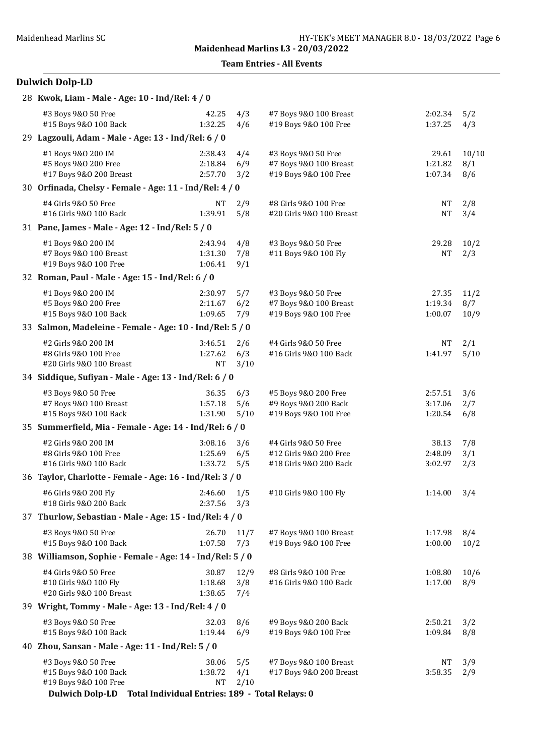Maidenhead Marlins SC

**Maidenhead Marlins L3 - 20/03/2022**

**Team Entries - All Events**

## Dulwich Dolp-LD

**28 Kwok, Liam - Male - Age: 10 - Ind/Rel: 4 / 0**

| Event | Time | Heat/Lane | Event | Time | Heat/Lane |
|---|---|---|---|---|---|
| #3 Boys 9&O 50 Free | 42.25 | 4/3 | #7 Boys 9&O 100 Breast | 2:02.34 | 5/2 |
| #15 Boys 9&O 100 Back | 1:32.25 | 4/6 | #19 Boys 9&O 100 Free | 1:37.25 | 4/3 |

**29 Lagzouli, Adam - Male - Age: 13 - Ind/Rel: 6 / 0**

| Event | Time | Heat/Lane | Event | Time | Heat/Lane |
|---|---|---|---|---|---|
| #1 Boys 9&O 200 IM | 2:38.43 | 4/4 | #3 Boys 9&O 50 Free | 29.61 | 10/10 |
| #5 Boys 9&O 200 Free | 2:18.84 | 6/9 | #7 Boys 9&O 100 Breast | 1:21.82 | 8/1 |
| #17 Boys 9&O 200 Breast | 2:57.70 | 3/2 | #19 Boys 9&O 100 Free | 1:07.34 | 8/6 |

**30 Orfinada, Chelsy - Female - Age: 11 - Ind/Rel: 4 / 0**

| Event | Time | Heat/Lane | Event | Time | Heat/Lane |
|---|---|---|---|---|---|
| #4 Girls 9&O 50 Free | NT | 2/9 | #8 Girls 9&O 100 Free | NT | 2/8 |
| #16 Girls 9&O 100 Back | 1:39.91 | 5/8 | #20 Girls 9&O 100 Breast | NT | 3/4 |

**31 Pane, James - Male - Age: 12 - Ind/Rel: 5 / 0**

| Event | Time | Heat/Lane | Event | Time | Heat/Lane |
|---|---|---|---|---|---|
| #1 Boys 9&O 200 IM | 2:43.94 | 4/8 | #3 Boys 9&O 50 Free | 29.28 | 10/2 |
| #7 Boys 9&O 100 Breast | 1:31.30 | 7/8 | #11 Boys 9&O 100 Fly | NT | 2/3 |
| #19 Boys 9&O 100 Free | 1:06.41 | 9/1 | | | |

**32 Roman, Paul - Male - Age: 15 - Ind/Rel: 6 / 0**

| Event | Time | Heat/Lane | Event | Time | Heat/Lane |
|---|---|---|---|---|---|
| #1 Boys 9&O 200 IM | 2:30.97 | 5/7 | #3 Boys 9&O 50 Free | 27.35 | 11/2 |
| #5 Boys 9&O 200 Free | 2:11.67 | 6/2 | #7 Boys 9&O 100 Breast | 1:19.34 | 8/7 |
| #15 Boys 9&O 100 Back | 1:09.65 | 7/9 | #19 Boys 9&O 100 Free | 1:00.07 | 10/9 |

**33 Salmon, Madeleine - Female - Age: 10 - Ind/Rel: 5 / 0**

| Event | Time | Heat/Lane | Event | Time | Heat/Lane |
|---|---|---|---|---|---|
| #2 Girls 9&O 200 IM | 3:46.51 | 2/6 | #4 Girls 9&O 50 Free | NT | 2/1 |
| #8 Girls 9&O 100 Free | 1:27.62 | 6/3 | #16 Girls 9&O 100 Back | 1:41.97 | 5/10 |
| #20 Girls 9&O 100 Breast | NT | 3/10 | | | |

**34 Siddique, Sufiyan - Male - Age: 13 - Ind/Rel: 6 / 0**

| Event | Time | Heat/Lane | Event | Time | Heat/Lane |
|---|---|---|---|---|---|
| #3 Boys 9&O 50 Free | 36.35 | 6/3 | #5 Boys 9&O 200 Free | 2:57.51 | 3/6 |
| #7 Boys 9&O 100 Breast | 1:57.18 | 5/6 | #9 Boys 9&O 200 Back | 3:17.06 | 2/7 |
| #15 Boys 9&O 100 Back | 1:31.90 | 5/10 | #19 Boys 9&O 100 Free | 1:20.54 | 6/8 |

**35 Summerfield, Mia - Female - Age: 14 - Ind/Rel: 6 / 0**

| Event | Time | Heat/Lane | Event | Time | Heat/Lane |
|---|---|---|---|---|---|
| #2 Girls 9&O 200 IM | 3:08.16 | 3/6 | #4 Girls 9&O 50 Free | 38.13 | 7/8 |
| #8 Girls 9&O 100 Free | 1:25.69 | 6/5 | #12 Girls 9&O 200 Free | 2:48.09 | 3/1 |
| #16 Girls 9&O 100 Back | 1:33.72 | 5/5 | #18 Girls 9&O 200 Back | 3:02.97 | 2/3 |

**36 Taylor, Charlotte - Female - Age: 16 - Ind/Rel: 3 / 0**

| Event | Time | Heat/Lane | Event | Time | Heat/Lane |
|---|---|---|---|---|---|
| #6 Girls 9&O 200 Fly | 2:46.60 | 1/5 | #10 Girls 9&O 100 Fly | 1:14.00 | 3/4 |
| #18 Girls 9&O 200 Back | 2:37.56 | 3/3 | | | |

**37 Thurlow, Sebastian - Male - Age: 15 - Ind/Rel: 4 / 0**

| Event | Time | Heat/Lane | Event | Time | Heat/Lane |
|---|---|---|---|---|---|
| #3 Boys 9&O 50 Free | 26.70 | 11/7 | #7 Boys 9&O 100 Breast | 1:17.98 | 8/4 |
| #15 Boys 9&O 100 Back | 1:07.58 | 7/3 | #19 Boys 9&O 100 Free | 1:00.00 | 10/2 |

**38 Williamson, Sophie - Female - Age: 14 - Ind/Rel: 5 / 0**

| Event | Time | Heat/Lane | Event | Time | Heat/Lane |
|---|---|---|---|---|---|
| #4 Girls 9&O 50 Free | 30.87 | 12/9 | #8 Girls 9&O 100 Free | 1:08.80 | 10/6 |
| #10 Girls 9&O 100 Fly | 1:18.68 | 3/8 | #16 Girls 9&O 100 Back | 1:17.00 | 8/9 |
| #20 Girls 9&O 100 Breast | 1:38.65 | 7/4 | | | |

**39 Wright, Tommy - Male - Age: 13 - Ind/Rel: 4 / 0**

| Event | Time | Heat/Lane | Event | Time | Heat/Lane |
|---|---|---|---|---|---|
| #3 Boys 9&O 50 Free | 32.03 | 8/6 | #9 Boys 9&O 200 Back | 2:50.21 | 3/2 |
| #15 Boys 9&O 100 Back | 1:19.44 | 6/9 | #19 Boys 9&O 100 Free | 1:09.84 | 8/8 |

**40 Zhou, Sansan - Male - Age: 11 - Ind/Rel: 5 / 0**

| Event | Time | Heat/Lane | Event | Time | Heat/Lane |
|---|---|---|---|---|---|
| #3 Boys 9&O 50 Free | 38.06 | 5/5 | #7 Boys 9&O 100 Breast | NT | 3/9 |
| #15 Boys 9&O 100 Back | 1:38.72 | 4/1 | #17 Boys 9&O 200 Breast | 3:58.35 | 2/9 |
| #19 Boys 9&O 100 Free | NT | 2/10 | | | |

**Dulwich Dolp-LD Total Individual Entries: 189 - Total Relays: 0**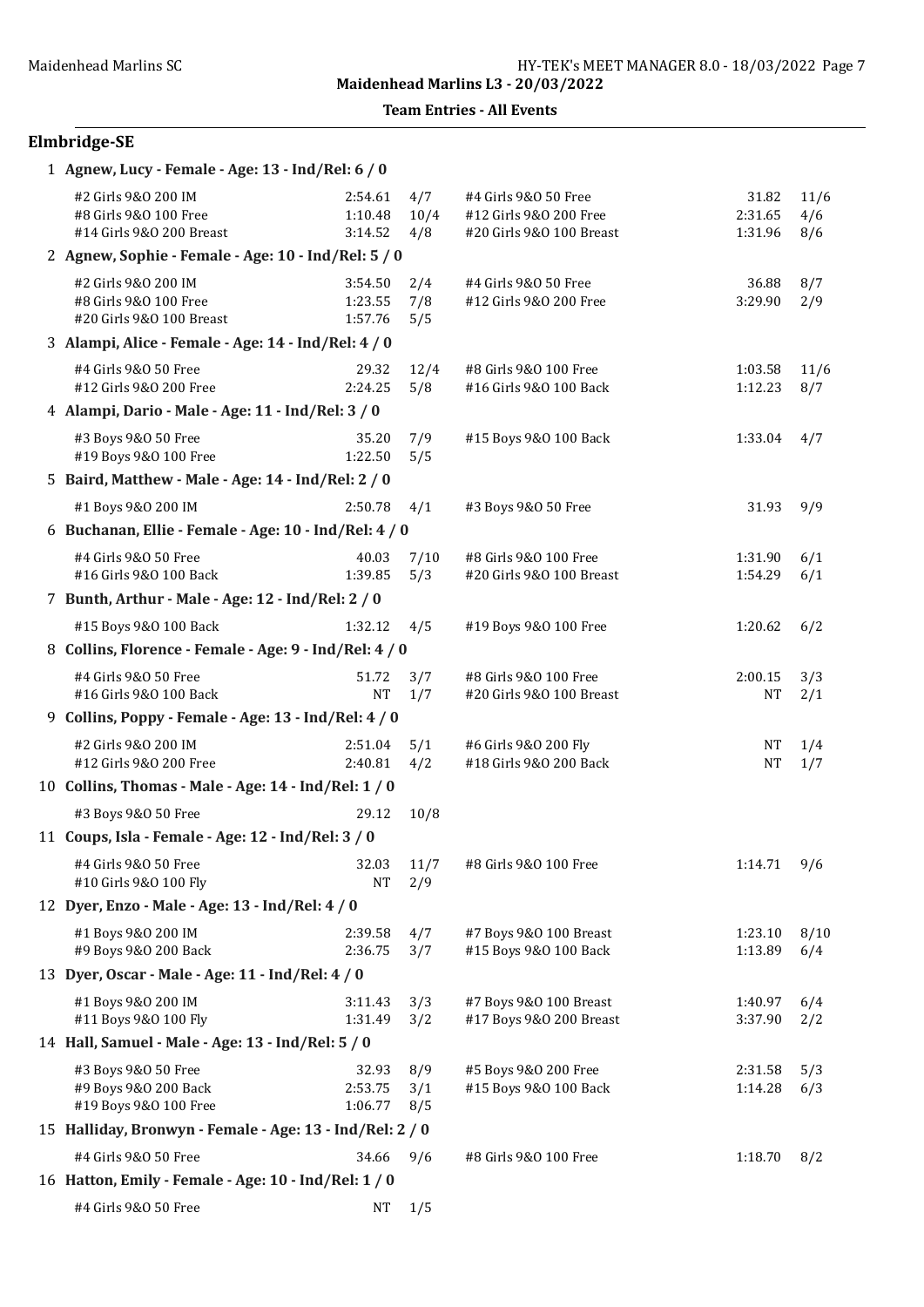Maidenhead Marlins L3 - 20/03/2022

**Team Entries - All Events**

## Elmbridge-SE

**1 Agnew, Lucy - Female - Age: 13 - Ind/Rel: 6 / 0**

| Event | Time | Heat/Lane | Event | Time | Heat/Lane |
|---|---|---|---|---|---|
| #2 Girls 9&O 200 IM | 2:54.61 | 4/7 | #4 Girls 9&O 50 Free | 31.82 | 11/6 |
| #8 Girls 9&O 100 Free | 1:10.48 | 10/4 | #12 Girls 9&O 200 Free | 2:31.65 | 4/6 |
| #14 Girls 9&O 200 Breast | 3:14.52 | 4/8 | #20 Girls 9&O 100 Breast | 1:31.96 | 8/6 |

**2 Agnew, Sophie - Female - Age: 10 - Ind/Rel: 5 / 0**

| Event | Time | Heat/Lane | Event | Time | Heat/Lane |
|---|---|---|---|---|---|
| #2 Girls 9&O 200 IM | 3:54.50 | 2/4 | #4 Girls 9&O 50 Free | 36.88 | 8/7 |
| #8 Girls 9&O 100 Free | 1:23.55 | 7/8 | #12 Girls 9&O 200 Free | 3:29.90 | 2/9 |
| #20 Girls 9&O 100 Breast | 1:57.76 | 5/5 | | | |

**3 Alampi, Alice - Female - Age: 14 - Ind/Rel: 4 / 0**

| Event | Time | Heat/Lane | Event | Time | Heat/Lane |
|---|---|---|---|---|---|
| #4 Girls 9&O 50 Free | 29.32 | 12/4 | #8 Girls 9&O 100 Free | 1:03.58 | 11/6 |
| #12 Girls 9&O 200 Free | 2:24.25 | 5/8 | #16 Girls 9&O 100 Back | 1:12.23 | 8/7 |

**4 Alampi, Dario - Male - Age: 11 - Ind/Rel: 3 / 0**

| Event | Time | Heat/Lane | Event | Time | Heat/Lane |
|---|---|---|---|---|---|
| #3 Boys 9&O 50 Free | 35.20 | 7/9 | #15 Boys 9&O 100 Back | 1:33.04 | 4/7 |
| #19 Boys 9&O 100 Free | 1:22.50 | 5/5 | | | |

**5 Baird, Matthew - Male - Age: 14 - Ind/Rel: 2 / 0**

| Event | Time | Heat/Lane | Event | Time | Heat/Lane |
|---|---|---|---|---|---|
| #1 Boys 9&O 200 IM | 2:50.78 | 4/1 | #3 Boys 9&O 50 Free | 31.93 | 9/9 |

**6 Buchanan, Ellie - Female - Age: 10 - Ind/Rel: 4 / 0**

| Event | Time | Heat/Lane | Event | Time | Heat/Lane |
|---|---|---|---|---|---|
| #4 Girls 9&O 50 Free | 40.03 | 7/10 | #8 Girls 9&O 100 Free | 1:31.90 | 6/1 |
| #16 Girls 9&O 100 Back | 1:39.85 | 5/3 | #20 Girls 9&O 100 Breast | 1:54.29 | 6/1 |

**7 Bunth, Arthur - Male - Age: 12 - Ind/Rel: 2 / 0**

| Event | Time | Heat/Lane | Event | Time | Heat/Lane |
|---|---|---|---|---|---|
| #15 Boys 9&O 100 Back | 1:32.12 | 4/5 | #19 Boys 9&O 100 Free | 1:20.62 | 6/2 |

**8 Collins, Florence - Female - Age: 9 - Ind/Rel: 4 / 0**

| Event | Time | Heat/Lane | Event | Time | Heat/Lane |
|---|---|---|---|---|---|
| #4 Girls 9&O 50 Free | 51.72 | 3/7 | #8 Girls 9&O 100 Free | 2:00.15 | 3/3 |
| #16 Girls 9&O 100 Back | NT | 1/7 | #20 Girls 9&O 100 Breast | NT | 2/1 |

**9 Collins, Poppy - Female - Age: 13 - Ind/Rel: 4 / 0**

| Event | Time | Heat/Lane | Event | Time | Heat/Lane |
|---|---|---|---|---|---|
| #2 Girls 9&O 200 IM | 2:51.04 | 5/1 | #6 Girls 9&O 200 Fly | NT | 1/4 |
| #12 Girls 9&O 200 Free | 2:40.81 | 4/2 | #18 Girls 9&O 200 Back | NT | 1/7 |

**10 Collins, Thomas - Male - Age: 14 - Ind/Rel: 1 / 0**

| Event | Time | Heat/Lane |
|---|---|---|
| #3 Boys 9&O 50 Free | 29.12 | 10/8 |

**11 Coups, Isla - Female - Age: 12 - Ind/Rel: 3 / 0**

| Event | Time | Heat/Lane | Event | Time | Heat/Lane |
|---|---|---|---|---|---|
| #4 Girls 9&O 50 Free | 32.03 | 11/7 | #8 Girls 9&O 100 Free | 1:14.71 | 9/6 |
| #10 Girls 9&O 100 Fly | NT | 2/9 | | | |

**12 Dyer, Enzo - Male - Age: 13 - Ind/Rel: 4 / 0**

| Event | Time | Heat/Lane | Event | Time | Heat/Lane |
|---|---|---|---|---|---|
| #1 Boys 9&O 200 IM | 2:39.58 | 4/7 | #7 Boys 9&O 100 Breast | 1:23.10 | 8/10 |
| #9 Boys 9&O 200 Back | 2:36.75 | 3/7 | #15 Boys 9&O 100 Back | 1:13.89 | 6/4 |

**13 Dyer, Oscar - Male - Age: 11 - Ind/Rel: 4 / 0**

| Event | Time | Heat/Lane | Event | Time | Heat/Lane |
|---|---|---|---|---|---|
| #1 Boys 9&O 200 IM | 3:11.43 | 3/3 | #7 Boys 9&O 100 Breast | 1:40.97 | 6/4 |
| #11 Boys 9&O 100 Fly | 1:31.49 | 3/2 | #17 Boys 9&O 200 Breast | 3:37.90 | 2/2 |

**14 Hall, Samuel - Male - Age: 13 - Ind/Rel: 5 / 0**

| Event | Time | Heat/Lane | Event | Time | Heat/Lane |
|---|---|---|---|---|---|
| #3 Boys 9&O 50 Free | 32.93 | 8/9 | #5 Boys 9&O 200 Free | 2:31.58 | 5/3 |
| #9 Boys 9&O 200 Back | 2:53.75 | 3/1 | #15 Boys 9&O 100 Back | 1:14.28 | 6/3 |
| #19 Boys 9&O 100 Free | 1:06.77 | 8/5 | | | |

**15 Halliday, Bronwyn - Female - Age: 13 - Ind/Rel: 2 / 0**

| Event | Time | Heat/Lane | Event | Time | Heat/Lane |
|---|---|---|---|---|---|
| #4 Girls 9&O 50 Free | 34.66 | 9/6 | #8 Girls 9&O 100 Free | 1:18.70 | 8/2 |

**16 Hatton, Emily - Female - Age: 10 - Ind/Rel: 1 / 0**

| Event | Time | Heat/Lane |
|---|---|---|
| #4 Girls 9&O 50 Free | NT | 1/5 |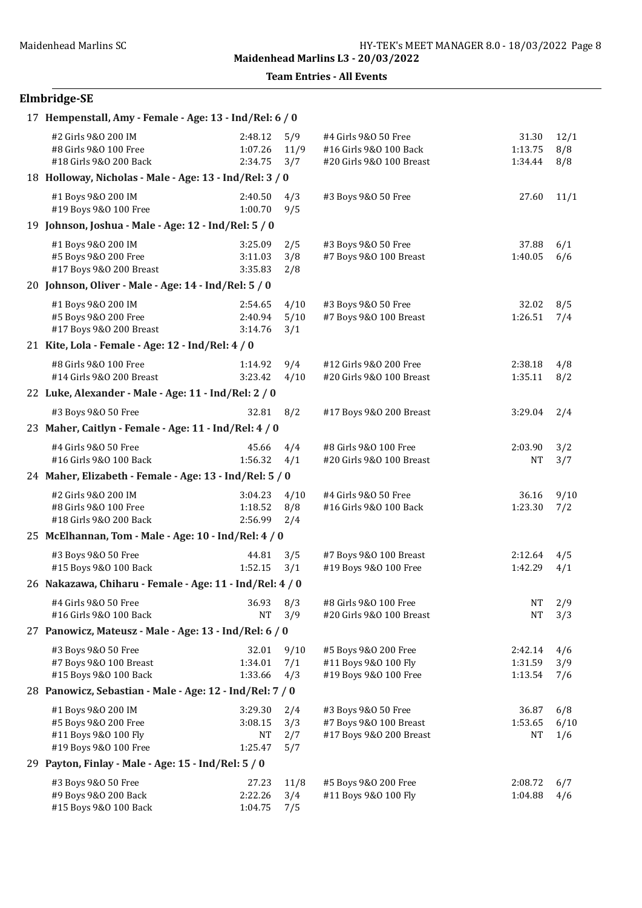Maidenhead Marlins SC

**Maidenhead Marlins L3 - 20/03/2022**

**Team Entries - All Events**

## Elmbridge-SE

**17 Hempenstall, Amy - Female - Age: 13 - Ind/Rel: 6 / 0**

| Event | Time | Heat/Lane | Event | Time | Heat/Lane |
|---|---|---|---|---|---|
| #2 Girls 9&O 200 IM | 2:48.12 | 5/9 | #4 Girls 9&O 50 Free | 31.30 | 12/1 |
| #8 Girls 9&O 100 Free | 1:07.26 | 11/9 | #16 Girls 9&O 100 Back | 1:13.75 | 8/8 |
| #18 Girls 9&O 200 Back | 2:34.75 | 3/7 | #20 Girls 9&O 100 Breast | 1:34.44 | 8/8 |

**18 Holloway, Nicholas - Male - Age: 13 - Ind/Rel: 3 / 0**

| Event | Time | Heat/Lane | Event | Time | Heat/Lane |
|---|---|---|---|---|---|
| #1 Boys 9&O 200 IM | 2:40.50 | 4/3 | #3 Boys 9&O 50 Free | 27.60 | 11/1 |
| #19 Boys 9&O 100 Free | 1:00.70 | 9/5 | | | |

**19 Johnson, Joshua - Male - Age: 12 - Ind/Rel: 5 / 0**

| Event | Time | Heat/Lane | Event | Time | Heat/Lane |
|---|---|---|---|---|---|
| #1 Boys 9&O 200 IM | 3:25.09 | 2/5 | #3 Boys 9&O 50 Free | 37.88 | 6/1 |
| #5 Boys 9&O 200 Free | 3:11.03 | 3/8 | #7 Boys 9&O 100 Breast | 1:40.05 | 6/6 |
| #17 Boys 9&O 200 Breast | 3:35.83 | 2/8 | | | |

**20 Johnson, Oliver - Male - Age: 14 - Ind/Rel: 5 / 0**

| Event | Time | Heat/Lane | Event | Time | Heat/Lane |
|---|---|---|---|---|---|
| #1 Boys 9&O 200 IM | 2:54.65 | 4/10 | #3 Boys 9&O 50 Free | 32.02 | 8/5 |
| #5 Boys 9&O 200 Free | 2:40.94 | 5/10 | #7 Boys 9&O 100 Breast | 1:26.51 | 7/4 |
| #17 Boys 9&O 200 Breast | 3:14.76 | 3/1 | | | |

**21 Kite, Lola - Female - Age: 12 - Ind/Rel: 4 / 0**

| Event | Time | Heat/Lane | Event | Time | Heat/Lane |
|---|---|---|---|---|---|
| #8 Girls 9&O 100 Free | 1:14.92 | 9/4 | #12 Girls 9&O 200 Free | 2:38.18 | 4/8 |
| #14 Girls 9&O 200 Breast | 3:23.42 | 4/10 | #20 Girls 9&O 100 Breast | 1:35.11 | 8/2 |

**22 Luke, Alexander - Male - Age: 11 - Ind/Rel: 2 / 0**

| Event | Time | Heat/Lane | Event | Time | Heat/Lane |
|---|---|---|---|---|---|
| #3 Boys 9&O 50 Free | 32.81 | 8/2 | #17 Boys 9&O 200 Breast | 3:29.04 | 2/4 |

**23 Maher, Caitlyn - Female - Age: 11 - Ind/Rel: 4 / 0**

| Event | Time | Heat/Lane | Event | Time | Heat/Lane |
|---|---|---|---|---|---|
| #4 Girls 9&O 50 Free | 45.66 | 4/4 | #8 Girls 9&O 100 Free | 2:03.90 | 3/2 |
| #16 Girls 9&O 100 Back | 1:56.32 | 4/1 | #20 Girls 9&O 100 Breast | NT | 3/7 |

**24 Maher, Elizabeth - Female - Age: 13 - Ind/Rel: 5 / 0**

| Event | Time | Heat/Lane | Event | Time | Heat/Lane |
|---|---|---|---|---|---|
| #2 Girls 9&O 200 IM | 3:04.23 | 4/10 | #4 Girls 9&O 50 Free | 36.16 | 9/10 |
| #8 Girls 9&O 100 Free | 1:18.52 | 8/8 | #16 Girls 9&O 100 Back | 1:23.30 | 7/2 |
| #18 Girls 9&O 200 Back | 2:56.99 | 2/4 | | | |

**25 McElhannan, Tom - Male - Age: 10 - Ind/Rel: 4 / 0**

| Event | Time | Heat/Lane | Event | Time | Heat/Lane |
|---|---|---|---|---|---|
| #3 Boys 9&O 50 Free | 44.81 | 3/5 | #7 Boys 9&O 100 Breast | 2:12.64 | 4/5 |
| #15 Boys 9&O 100 Back | 1:52.15 | 3/1 | #19 Boys 9&O 100 Free | 1:42.29 | 4/1 |

**26 Nakazawa, Chiharu - Female - Age: 11 - Ind/Rel: 4 / 0**

| Event | Time | Heat/Lane | Event | Time | Heat/Lane |
|---|---|---|---|---|---|
| #4 Girls 9&O 50 Free | 36.93 | 8/3 | #8 Girls 9&O 100 Free | NT | 2/9 |
| #16 Girls 9&O 100 Back | NT | 3/9 | #20 Girls 9&O 100 Breast | NT | 3/3 |

**27 Panowicz, Mateusz - Male - Age: 13 - Ind/Rel: 6 / 0**

| Event | Time | Heat/Lane | Event | Time | Heat/Lane |
|---|---|---|---|---|---|
| #3 Boys 9&O 50 Free | 32.01 | 9/10 | #5 Boys 9&O 200 Free | 2:42.14 | 4/6 |
| #7 Boys 9&O 100 Breast | 1:34.01 | 7/1 | #11 Boys 9&O 100 Fly | 1:31.59 | 3/9 |
| #15 Boys 9&O 100 Back | 1:33.66 | 4/3 | #19 Boys 9&O 100 Free | 1:13.54 | 7/6 |

**28 Panowicz, Sebastian - Male - Age: 12 - Ind/Rel: 7 / 0**

| Event | Time | Heat/Lane | Event | Time | Heat/Lane |
|---|---|---|---|---|---|
| #1 Boys 9&O 200 IM | 3:29.30 | 2/4 | #3 Boys 9&O 50 Free | 36.87 | 6/8 |
| #5 Boys 9&O 200 Free | 3:08.15 | 3/3 | #7 Boys 9&O 100 Breast | 1:53.65 | 6/10 |
| #11 Boys 9&O 100 Fly | NT | 2/7 | #17 Boys 9&O 200 Breast | NT | 1/6 |
| #19 Boys 9&O 100 Free | 1:25.47 | 5/7 | | | |

**29 Payton, Finlay - Male - Age: 15 - Ind/Rel: 5 / 0**

| Event | Time | Heat/Lane | Event | Time | Heat/Lane |
|---|---|---|---|---|---|
| #3 Boys 9&O 50 Free | 27.23 | 11/8 | #5 Boys 9&O 200 Free | 2:08.72 | 6/7 |
| #9 Boys 9&O 200 Back | 2:22.26 | 3/4 | #11 Boys 9&O 100 Fly | 1:04.88 | 4/6 |
| #15 Boys 9&O 100 Back | 1:04.75 | 7/5 | | | |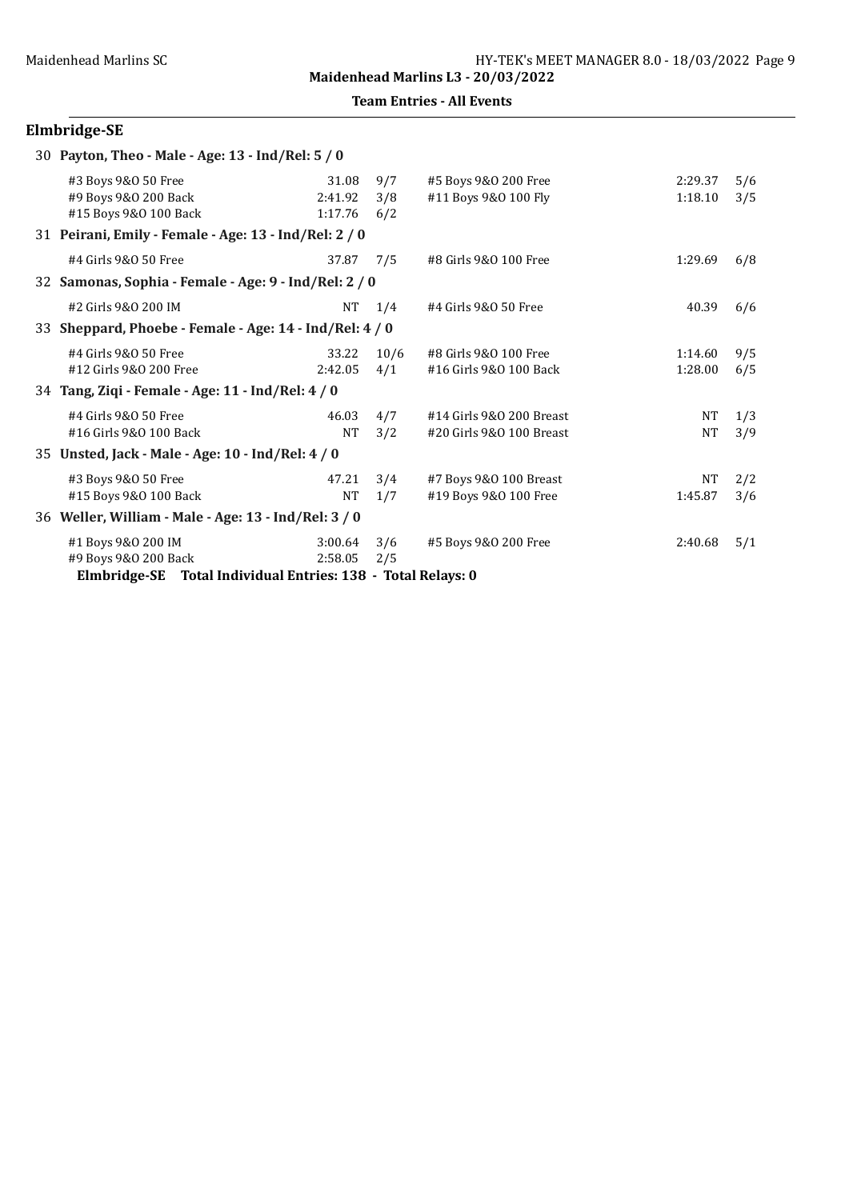**Maidenhead Marlins L3 - 20/03/2022**

**Team Entries - All Events**

## Elmbridge-SE

**30 Payton, Theo - Male - Age: 13 - Ind/Rel: 5 / 0**

| Event | Time | Heat/Lane | Event | Time | Heat/Lane |
|---|---|---|---|---|---|
| #3 Boys 9&O 50 Free | 31.08 | 9/7 | #5 Boys 9&O 200 Free | 2:29.37 | 5/6 |
| #9 Boys 9&O 200 Back | 2:41.92 | 3/8 | #11 Boys 9&O 100 Fly | 1:18.10 | 3/5 |
| #15 Boys 9&O 100 Back | 1:17.76 | 6/2 | | | |

**31 Peirani, Emily - Female - Age: 13 - Ind/Rel: 2 / 0**

| Event | Time | Heat/Lane | Event | Time | Heat/Lane |
|---|---|---|---|---|---|
| #4 Girls 9&O 50 Free | 37.87 | 7/5 | #8 Girls 9&O 100 Free | 1:29.69 | 6/8 |

**32 Samonas, Sophia - Female - Age: 9 - Ind/Rel: 2 / 0**

| Event | Time | Heat/Lane | Event | Time | Heat/Lane |
|---|---|---|---|---|---|
| #2 Girls 9&O 200 IM | NT | 1/4 | #4 Girls 9&O 50 Free | 40.39 | 6/6 |

**33 Sheppard, Phoebe - Female - Age: 14 - Ind/Rel: 4 / 0**

| Event | Time | Heat/Lane | Event | Time | Heat/Lane |
|---|---|---|---|---|---|
| #4 Girls 9&O 50 Free | 33.22 | 10/6 | #8 Girls 9&O 100 Free | 1:14.60 | 9/5 |
| #12 Girls 9&O 200 Free | 2:42.05 | 4/1 | #16 Girls 9&O 100 Back | 1:28.00 | 6/5 |

**34 Tang, Ziqi - Female - Age: 11 - Ind/Rel: 4 / 0**

| Event | Time | Heat/Lane | Event | Time | Heat/Lane |
|---|---|---|---|---|---|
| #4 Girls 9&O 50 Free | 46.03 | 4/7 | #14 Girls 9&O 200 Breast | NT | 1/3 |
| #16 Girls 9&O 100 Back | NT | 3/2 | #20 Girls 9&O 100 Breast | NT | 3/9 |

**35 Unsted, Jack - Male - Age: 10 - Ind/Rel: 4 / 0**

| Event | Time | Heat/Lane | Event | Time | Heat/Lane |
|---|---|---|---|---|---|
| #3 Boys 9&O 50 Free | 47.21 | 3/4 | #7 Boys 9&O 100 Breast | NT | 2/2 |
| #15 Boys 9&O 100 Back | NT | 1/7 | #19 Boys 9&O 100 Free | 1:45.87 | 3/6 |

**36 Weller, William - Male - Age: 13 - Ind/Rel: 3 / 0**

| Event | Time | Heat/Lane | Event | Time | Heat/Lane |
|---|---|---|---|---|---|
| #1 Boys 9&O 200 IM | 3:00.64 | 3/6 | #5 Boys 9&O 200 Free | 2:40.68 | 5/1 |
| #9 Boys 9&O 200 Back | 2:58.05 | 2/5 | | | |

**Elmbridge-SE Total Individual Entries: 138 - Total Relays: 0**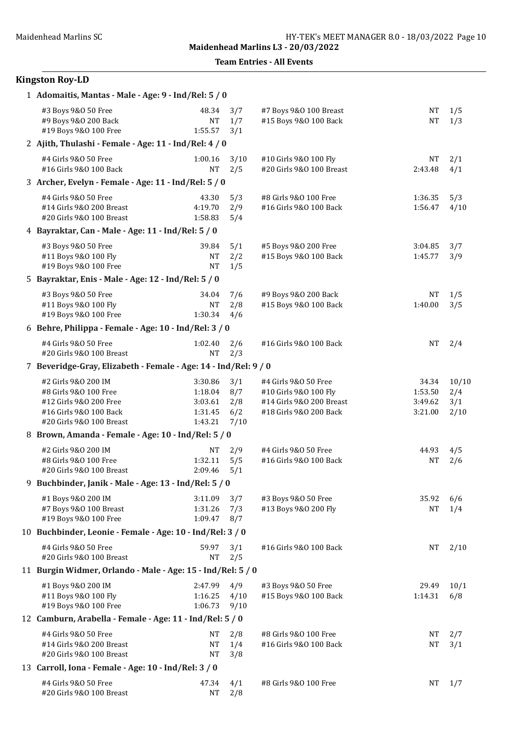Maidenhead Marlins L3 - 20/03/2022

**Team Entries - All Events**

## Kingston Roy-LD

**1 Adomaitis, Mantas - Male - Age: 9 - Ind/Rel: 5 / 0**

| Event | Seed | Heat/Lane | Event | Seed | Heat/Lane |
|---|---|---|---|---|---|
| #3 Boys 9&O 50 Free | 48.34 | 3/7 | #7 Boys 9&O 100 Breast | NT | 1/5 |
| #9 Boys 9&O 200 Back | NT | 1/7 | #15 Boys 9&O 100 Back | NT | 1/3 |
| #19 Boys 9&O 100 Free | 1:55.57 | 3/1 | | | |

**2 Ajith, Thulashi - Female - Age: 11 - Ind/Rel: 4 / 0**

| Event | Seed | Heat/Lane | Event | Seed | Heat/Lane |
|---|---|---|---|---|---|
| #4 Girls 9&O 50 Free | 1:00.16 | 3/10 | #10 Girls 9&O 100 Fly | NT | 2/1 |
| #16 Girls 9&O 100 Back | NT | 2/5 | #20 Girls 9&O 100 Breast | 2:43.48 | 4/1 |

**3 Archer, Evelyn - Female - Age: 11 - Ind/Rel: 5 / 0**

| Event | Seed | Heat/Lane | Event | Seed | Heat/Lane |
|---|---|---|---|---|---|
| #4 Girls 9&O 50 Free | 43.30 | 5/3 | #8 Girls 9&O 100 Free | 1:36.35 | 5/3 |
| #14 Girls 9&O 200 Breast | 4:19.70 | 2/9 | #16 Girls 9&O 100 Back | 1:56.47 | 4/10 |
| #20 Girls 9&O 100 Breast | 1:58.83 | 5/4 | | | |

**4 Bayraktar, Can - Male - Age: 11 - Ind/Rel: 5 / 0**

| Event | Seed | Heat/Lane | Event | Seed | Heat/Lane |
|---|---|---|---|---|---|
| #3 Boys 9&O 50 Free | 39.84 | 5/1 | #5 Boys 9&O 200 Free | 3:04.85 | 3/7 |
| #11 Boys 9&O 100 Fly | NT | 2/2 | #15 Boys 9&O 100 Back | 1:45.77 | 3/9 |
| #19 Boys 9&O 100 Free | NT | 1/5 | | | |

**5 Bayraktar, Enis - Male - Age: 12 - Ind/Rel: 5 / 0**

| Event | Seed | Heat/Lane | Event | Seed | Heat/Lane |
|---|---|---|---|---|---|
| #3 Boys 9&O 50 Free | 34.04 | 7/6 | #9 Boys 9&O 200 Back | NT | 1/5 |
| #11 Boys 9&O 100 Fly | NT | 2/8 | #15 Boys 9&O 100 Back | 1:40.00 | 3/5 |
| #19 Boys 9&O 100 Free | 1:30.34 | 4/6 | | | |

**6 Behre, Philippa - Female - Age: 10 - Ind/Rel: 3 / 0**

| Event | Seed | Heat/Lane | Event | Seed | Heat/Lane |
|---|---|---|---|---|---|
| #4 Girls 9&O 50 Free | 1:02.40 | 2/6 | #16 Girls 9&O 100 Back | NT | 2/4 |
| #20 Girls 9&O 100 Breast | NT | 2/3 | | | |

**7 Beveridge-Gray, Elizabeth - Female - Age: 14 - Ind/Rel: 9 / 0**

| Event | Seed | Heat/Lane | Event | Seed | Heat/Lane |
|---|---|---|---|---|---|
| #2 Girls 9&O 200 IM | 3:30.86 | 3/1 | #4 Girls 9&O 50 Free | 34.34 | 10/10 |
| #8 Girls 9&O 100 Free | 1:18.04 | 8/7 | #10 Girls 9&O 100 Fly | 1:53.50 | 2/4 |
| #12 Girls 9&O 200 Free | 3:03.61 | 2/8 | #14 Girls 9&O 200 Breast | 3:49.62 | 3/1 |
| #16 Girls 9&O 100 Back | 1:31.45 | 6/2 | #18 Girls 9&O 200 Back | 3:21.00 | 2/10 |
| #20 Girls 9&O 100 Breast | 1:43.21 | 7/10 | | | |

**8 Brown, Amanda - Female - Age: 10 - Ind/Rel: 5 / 0**

| Event | Seed | Heat/Lane | Event | Seed | Heat/Lane |
|---|---|---|---|---|---|
| #2 Girls 9&O 200 IM | NT | 2/9 | #4 Girls 9&O 50 Free | 44.93 | 4/5 |
| #8 Girls 9&O 100 Free | 1:32.11 | 5/5 | #16 Girls 9&O 100 Back | NT | 2/6 |
| #20 Girls 9&O 100 Breast | 2:09.46 | 5/1 | | | |

**9 Buchbinder, Janik - Male - Age: 13 - Ind/Rel: 5 / 0**

| Event | Seed | Heat/Lane | Event | Seed | Heat/Lane |
|---|---|---|---|---|---|
| #1 Boys 9&O 200 IM | 3:11.09 | 3/7 | #3 Boys 9&O 50 Free | 35.92 | 6/6 |
| #7 Boys 9&O 100 Breast | 1:31.26 | 7/3 | #13 Boys 9&O 200 Fly | NT | 1/4 |
| #19 Boys 9&O 100 Free | 1:09.47 | 8/7 | | | |

**10 Buchbinder, Leonie - Female - Age: 10 - Ind/Rel: 3 / 0**

| Event | Seed | Heat/Lane | Event | Seed | Heat/Lane |
|---|---|---|---|---|---|
| #4 Girls 9&O 50 Free | 59.97 | 3/1 | #16 Girls 9&O 100 Back | NT | 2/10 |
| #20 Girls 9&O 100 Breast | NT | 2/5 | | | |

**11 Burgin Widmer, Orlando - Male - Age: 15 - Ind/Rel: 5 / 0**

| Event | Seed | Heat/Lane | Event | Seed | Heat/Lane |
|---|---|---|---|---|---|
| #1 Boys 9&O 200 IM | 2:47.99 | 4/9 | #3 Boys 9&O 50 Free | 29.49 | 10/1 |
| #11 Boys 9&O 100 Fly | 1:16.25 | 4/10 | #15 Boys 9&O 100 Back | 1:14.31 | 6/8 |
| #19 Boys 9&O 100 Free | 1:06.73 | 9/10 | | | |

**12 Camburn, Arabella - Female - Age: 11 - Ind/Rel: 5 / 0**

| Event | Seed | Heat/Lane | Event | Seed | Heat/Lane |
|---|---|---|---|---|---|
| #4 Girls 9&O 50 Free | NT | 2/8 | #8 Girls 9&O 100 Free | NT | 2/7 |
| #14 Girls 9&O 200 Breast | NT | 1/4 | #16 Girls 9&O 100 Back | NT | 3/1 |
| #20 Girls 9&O 100 Breast | NT | 3/8 | | | |

**13 Carroll, Iona - Female - Age: 10 - Ind/Rel: 3 / 0**

| Event | Seed | Heat/Lane | Event | Seed | Heat/Lane |
|---|---|---|---|---|---|
| #4 Girls 9&O 50 Free | 47.34 | 4/1 | #8 Girls 9&O 100 Free | NT | 1/7 |
| #20 Girls 9&O 100 Breast | NT | 2/8 | | | |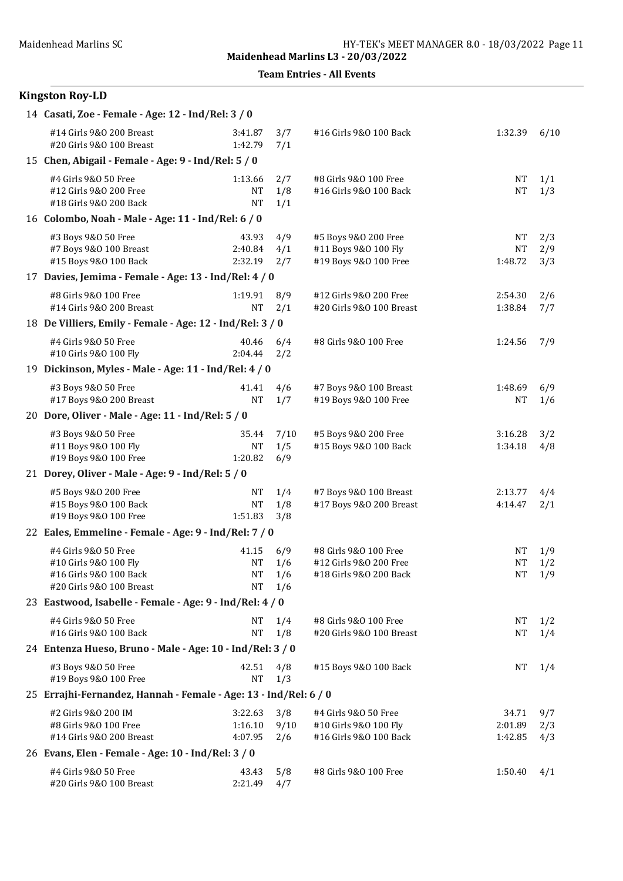Maidenhead Marlins L3 - 20/03/2022

**Team Entries - All Events**

## Kingston Roy-LD

### 14 Casati, Zoe - Female - Age: 12 - Ind/Rel: 3 / 0

| Event | Seed | Heat/Lane | Event | Seed | Heat/Lane |
|---|---|---|---|---|---|
| #14 Girls 9&O 200 Breast | 3:41.87 | 3/7 | #16 Girls 9&O 100 Back | 1:32.39 | 6/10 |
| #20 Girls 9&O 100 Breast | 1:42.79 | 7/1 | | | |

### 15 Chen, Abigail - Female - Age: 9 - Ind/Rel: 5 / 0

| Event | Seed | Heat/Lane | Event | Seed | Heat/Lane |
|---|---|---|---|---|---|
| #4 Girls 9&O 50 Free | 1:13.66 | 2/7 | #8 Girls 9&O 100 Free | NT | 1/1 |
| #12 Girls 9&O 200 Free | NT | 1/8 | #16 Girls 9&O 100 Back | NT | 1/3 |
| #18 Girls 9&O 200 Back | NT | 1/1 | | | |

### 16 Colombo, Noah - Male - Age: 11 - Ind/Rel: 6 / 0

| Event | Seed | Heat/Lane | Event | Seed | Heat/Lane |
|---|---|---|---|---|---|
| #3 Boys 9&O 50 Free | 43.93 | 4/9 | #5 Boys 9&O 200 Free | NT | 2/3 |
| #7 Boys 9&O 100 Breast | 2:40.84 | 4/1 | #11 Boys 9&O 100 Fly | NT | 2/9 |
| #15 Boys 9&O 100 Back | 2:32.19 | 2/7 | #19 Boys 9&O 100 Free | 1:48.72 | 3/3 |

### 17 Davies, Jemima - Female - Age: 13 - Ind/Rel: 4 / 0

| Event | Seed | Heat/Lane | Event | Seed | Heat/Lane |
|---|---|---|---|---|---|
| #8 Girls 9&O 100 Free | 1:19.91 | 8/9 | #12 Girls 9&O 200 Free | 2:54.30 | 2/6 |
| #14 Girls 9&O 200 Breast | NT | 2/1 | #20 Girls 9&O 100 Breast | 1:38.84 | 7/7 |

### 18 De Villiers, Emily - Female - Age: 12 - Ind/Rel: 3 / 0

| Event | Seed | Heat/Lane | Event | Seed | Heat/Lane |
|---|---|---|---|---|---|
| #4 Girls 9&O 50 Free | 40.46 | 6/4 | #8 Girls 9&O 100 Free | 1:24.56 | 7/9 |
| #10 Girls 9&O 100 Fly | 2:04.44 | 2/2 | | | |

### 19 Dickinson, Myles - Male - Age: 11 - Ind/Rel: 4 / 0

| Event | Seed | Heat/Lane | Event | Seed | Heat/Lane |
|---|---|---|---|---|---|
| #3 Boys 9&O 50 Free | 41.41 | 4/6 | #7 Boys 9&O 100 Breast | 1:48.69 | 6/9 |
| #17 Boys 9&O 200 Breast | NT | 1/7 | #19 Boys 9&O 100 Free | NT | 1/6 |

### 20 Dore, Oliver - Male - Age: 11 - Ind/Rel: 5 / 0

| Event | Seed | Heat/Lane | Event | Seed | Heat/Lane |
|---|---|---|---|---|---|
| #3 Boys 9&O 50 Free | 35.44 | 7/10 | #5 Boys 9&O 200 Free | 3:16.28 | 3/2 |
| #11 Boys 9&O 100 Fly | NT | 1/5 | #15 Boys 9&O 100 Back | 1:34.18 | 4/8 |
| #19 Boys 9&O 100 Free | 1:20.82 | 6/9 | | | |

### 21 Dorey, Oliver - Male - Age: 9 - Ind/Rel: 5 / 0

| Event | Seed | Heat/Lane | Event | Seed | Heat/Lane |
|---|---|---|---|---|---|
| #5 Boys 9&O 200 Free | NT | 1/4 | #7 Boys 9&O 100 Breast | 2:13.77 | 4/4 |
| #15 Boys 9&O 100 Back | NT | 1/8 | #17 Boys 9&O 200 Breast | 4:14.47 | 2/1 |
| #19 Boys 9&O 100 Free | 1:51.83 | 3/8 | | | |

### 22 Eales, Emmeline - Female - Age: 9 - Ind/Rel: 7 / 0

| Event | Seed | Heat/Lane | Event | Seed | Heat/Lane |
|---|---|---|---|---|---|
| #4 Girls 9&O 50 Free | 41.15 | 6/9 | #8 Girls 9&O 100 Free | NT | 1/9 |
| #10 Girls 9&O 100 Fly | NT | 1/6 | #12 Girls 9&O 200 Free | NT | 1/2 |
| #16 Girls 9&O 100 Back | NT | 1/6 | #18 Girls 9&O 200 Back | NT | 1/9 |
| #20 Girls 9&O 100 Breast | NT | 1/6 | | | |

### 23 Eastwood, Isabelle - Female - Age: 9 - Ind/Rel: 4 / 0

| Event | Seed | Heat/Lane | Event | Seed | Heat/Lane |
|---|---|---|---|---|---|
| #4 Girls 9&O 50 Free | NT | 1/4 | #8 Girls 9&O 100 Free | NT | 1/2 |
| #16 Girls 9&O 100 Back | NT | 1/8 | #20 Girls 9&O 100 Breast | NT | 1/4 |

### 24 Entenza Hueso, Bruno - Male - Age: 10 - Ind/Rel: 3 / 0

| Event | Seed | Heat/Lane | Event | Seed | Heat/Lane |
|---|---|---|---|---|---|
| #3 Boys 9&O 50 Free | 42.51 | 4/8 | #15 Boys 9&O 100 Back | NT | 1/4 |
| #19 Boys 9&O 100 Free | NT | 1/3 | | | |

### 25 Errajhi-Fernandez, Hannah - Female - Age: 13 - Ind/Rel: 6 / 0

| Event | Seed | Heat/Lane | Event | Seed | Heat/Lane |
|---|---|---|---|---|---|
| #2 Girls 9&O 200 IM | 3:22.63 | 3/8 | #4 Girls 9&O 50 Free | 34.71 | 9/7 |
| #8 Girls 9&O 100 Free | 1:16.10 | 9/10 | #10 Girls 9&O 100 Fly | 2:01.89 | 2/3 |
| #14 Girls 9&O 200 Breast | 4:07.95 | 2/6 | #16 Girls 9&O 100 Back | 1:42.85 | 4/3 |

### 26 Evans, Elen - Female - Age: 10 - Ind/Rel: 3 / 0

| Event | Seed | Heat/Lane | Event | Seed | Heat/Lane |
|---|---|---|---|---|---|
| #4 Girls 9&O 50 Free | 43.43 | 5/8 | #8 Girls 9&O 100 Free | 1:50.40 | 4/1 |
| #20 Girls 9&O 100 Breast | 2:21.49 | 4/7 | | | |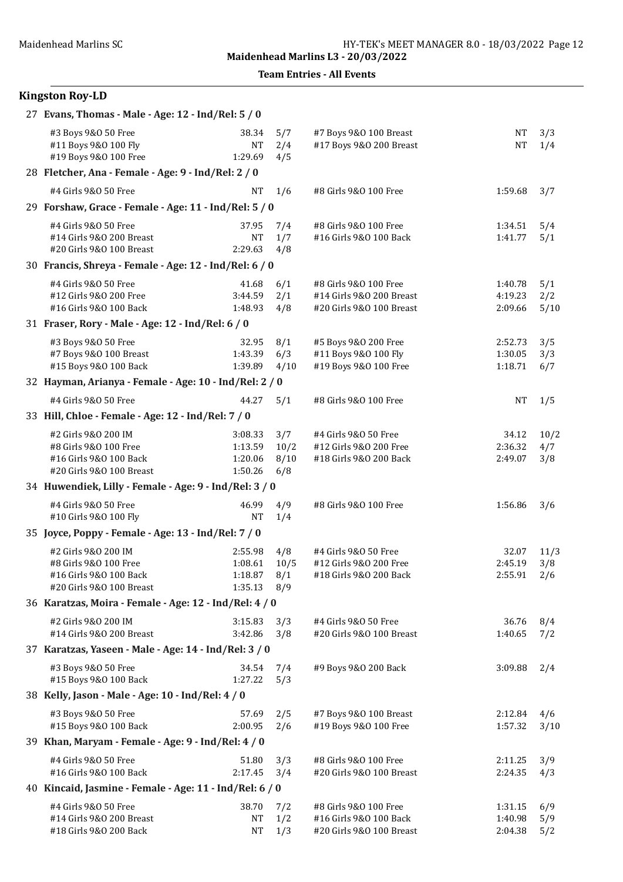Maidenhead Marlins SC — HY-TEK's MEET MANAGER 8.0 - 18/03/2022

**Maidenhead Marlins L3 - 20/03/2022**

**Team Entries - All Events**

## Kingston Roy-LD

### 27 Evans, Thomas - Male - Age: 12 - Ind/Rel: 5 / 0

| Event | Time | Heat/Lane | Event | Time | Heat/Lane |
|---|---|---|---|---|---|
| #3 Boys 9&O 50 Free | 38.34 | 5/7 | #7 Boys 9&O 100 Breast | NT | 3/3 |
| #11 Boys 9&O 100 Fly | NT | 2/4 | #17 Boys 9&O 200 Breast | NT | 1/4 |
| #19 Boys 9&O 100 Free | 1:29.69 | 4/5 | | | |

### 28 Fletcher, Ana - Female - Age: 9 - Ind/Rel: 2 / 0

| Event | Time | Heat/Lane | Event | Time | Heat/Lane |
|---|---|---|---|---|---|
| #4 Girls 9&O 50 Free | NT | 1/6 | #8 Girls 9&O 100 Free | 1:59.68 | 3/7 |

### 29 Forshaw, Grace - Female - Age: 11 - Ind/Rel: 5 / 0

| Event | Time | Heat/Lane | Event | Time | Heat/Lane |
|---|---|---|---|---|---|
| #4 Girls 9&O 50 Free | 37.95 | 7/4 | #8 Girls 9&O 100 Free | 1:34.51 | 5/4 |
| #14 Girls 9&O 200 Breast | NT | 1/7 | #16 Girls 9&O 100 Back | 1:41.77 | 5/1 |
| #20 Girls 9&O 100 Breast | 2:29.63 | 4/8 | | | |

### 30 Francis, Shreya - Female - Age: 12 - Ind/Rel: 6 / 0

| Event | Time | Heat/Lane | Event | Time | Heat/Lane |
|---|---|---|---|---|---|
| #4 Girls 9&O 50 Free | 41.68 | 6/1 | #8 Girls 9&O 100 Free | 1:40.78 | 5/1 |
| #12 Girls 9&O 200 Free | 3:44.59 | 2/1 | #14 Girls 9&O 200 Breast | 4:19.23 | 2/2 |
| #16 Girls 9&O 100 Back | 1:48.93 | 4/8 | #20 Girls 9&O 100 Breast | 2:09.66 | 5/10 |

### 31 Fraser, Rory - Male - Age: 12 - Ind/Rel: 6 / 0

| Event | Time | Heat/Lane | Event | Time | Heat/Lane |
|---|---|---|---|---|---|
| #3 Boys 9&O 50 Free | 32.95 | 8/1 | #5 Boys 9&O 200 Free | 2:52.73 | 3/5 |
| #7 Boys 9&O 100 Breast | 1:43.39 | 6/3 | #11 Boys 9&O 100 Fly | 1:30.05 | 3/3 |
| #15 Boys 9&O 100 Back | 1:39.89 | 4/10 | #19 Boys 9&O 100 Free | 1:18.71 | 6/7 |

### 32 Hayman, Arianya - Female - Age: 10 - Ind/Rel: 2 / 0

| Event | Time | Heat/Lane | Event | Time | Heat/Lane |
|---|---|---|---|---|---|
| #4 Girls 9&O 50 Free | 44.27 | 5/1 | #8 Girls 9&O 100 Free | NT | 1/5 |

### 33 Hill, Chloe - Female - Age: 12 - Ind/Rel: 7 / 0

| Event | Time | Heat/Lane | Event | Time | Heat/Lane |
|---|---|---|---|---|---|
| #2 Girls 9&O 200 IM | 3:08.33 | 3/7 | #4 Girls 9&O 50 Free | 34.12 | 10/2 |
| #8 Girls 9&O 100 Free | 1:13.59 | 10/2 | #12 Girls 9&O 200 Free | 2:36.32 | 4/7 |
| #16 Girls 9&O 100 Back | 1:20.06 | 8/10 | #18 Girls 9&O 200 Back | 2:49.07 | 3/8 |
| #20 Girls 9&O 100 Breast | 1:50.26 | 6/8 | | | |

### 34 Huwendiek, Lilly - Female - Age: 9 - Ind/Rel: 3 / 0

| Event | Time | Heat/Lane | Event | Time | Heat/Lane |
|---|---|---|---|---|---|
| #4 Girls 9&O 50 Free | 46.99 | 4/9 | #8 Girls 9&O 100 Free | 1:56.86 | 3/6 |
| #10 Girls 9&O 100 Fly | NT | 1/4 | | | |

### 35 Joyce, Poppy - Female - Age: 13 - Ind/Rel: 7 / 0

| Event | Time | Heat/Lane | Event | Time | Heat/Lane |
|---|---|---|---|---|---|
| #2 Girls 9&O 200 IM | 2:55.98 | 4/8 | #4 Girls 9&O 50 Free | 32.07 | 11/3 |
| #8 Girls 9&O 100 Free | 1:08.61 | 10/5 | #12 Girls 9&O 200 Free | 2:45.19 | 3/8 |
| #16 Girls 9&O 100 Back | 1:18.87 | 8/1 | #18 Girls 9&O 200 Back | 2:55.91 | 2/6 |
| #20 Girls 9&O 100 Breast | 1:35.13 | 8/9 | | | |

### 36 Karatzas, Moira - Female - Age: 12 - Ind/Rel: 4 / 0

| Event | Time | Heat/Lane | Event | Time | Heat/Lane |
|---|---|---|---|---|---|
| #2 Girls 9&O 200 IM | 3:15.83 | 3/3 | #4 Girls 9&O 50 Free | 36.76 | 8/4 |
| #14 Girls 9&O 200 Breast | 3:42.86 | 3/8 | #20 Girls 9&O 100 Breast | 1:40.65 | 7/2 |

### 37 Karatzas, Yaseen - Male - Age: 14 - Ind/Rel: 3 / 0

| Event | Time | Heat/Lane | Event | Time | Heat/Lane |
|---|---|---|---|---|---|
| #3 Boys 9&O 50 Free | 34.54 | 7/4 | #9 Boys 9&O 200 Back | 3:09.88 | 2/4 |
| #15 Boys 9&O 100 Back | 1:27.22 | 5/3 | | | |

### 38 Kelly, Jason - Male - Age: 10 - Ind/Rel: 4 / 0

| Event | Time | Heat/Lane | Event | Time | Heat/Lane |
|---|---|---|---|---|---|
| #3 Boys 9&O 50 Free | 57.69 | 2/5 | #7 Boys 9&O 100 Breast | 2:12.84 | 4/6 |
| #15 Boys 9&O 100 Back | 2:00.95 | 2/6 | #19 Boys 9&O 100 Free | 1:57.32 | 3/10 |

### 39 Khan, Maryam - Female - Age: 9 - Ind/Rel: 4 / 0

| Event | Time | Heat/Lane | Event | Time | Heat/Lane |
|---|---|---|---|---|---|
| #4 Girls 9&O 50 Free | 51.80 | 3/3 | #8 Girls 9&O 100 Free | 2:11.25 | 3/9 |
| #16 Girls 9&O 100 Back | 2:17.45 | 3/4 | #20 Girls 9&O 100 Breast | 2:24.35 | 4/3 |

### 40 Kincaid, Jasmine - Female - Age: 11 - Ind/Rel: 6 / 0

| Event | Time | Heat/Lane | Event | Time | Heat/Lane |
|---|---|---|---|---|---|
| #4 Girls 9&O 50 Free | 38.70 | 7/2 | #8 Girls 9&O 100 Free | 1:31.15 | 6/9 |
| #14 Girls 9&O 200 Breast | NT | 1/2 | #16 Girls 9&O 100 Back | 1:40.98 | 5/9 |
| #18 Girls 9&O 200 Back | NT | 1/3 | #20 Girls 9&O 100 Breast | 2:04.38 | 5/2 |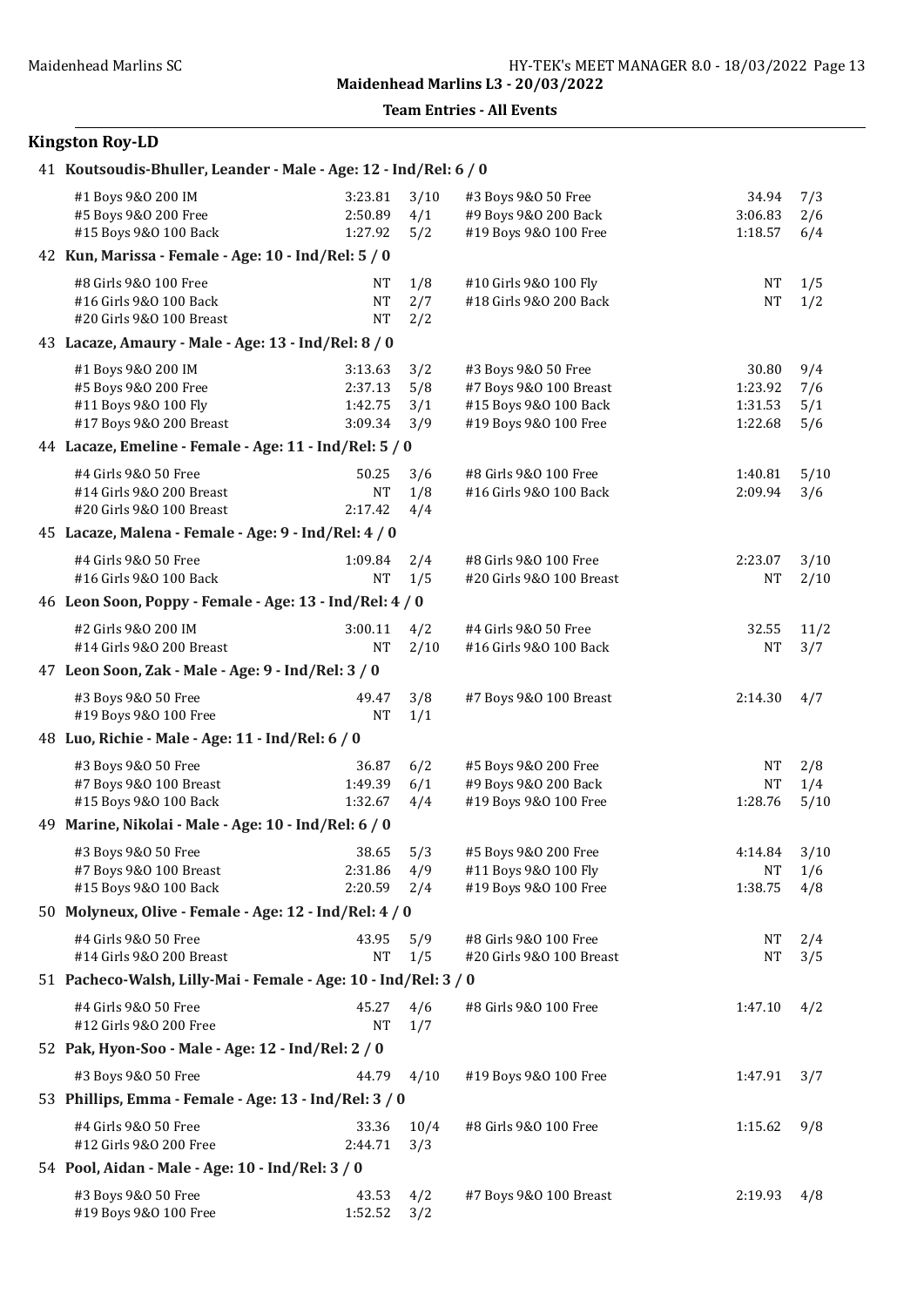Maidenhead Marlins L3 - 20/03/2022

**Team Entries - All Events**

## Kingston Roy-LD

### 41 Koutsoudis-Bhuller, Leander - Male - Age: 12 - Ind/Rel: 6 / 0

| Event | Time | Heat/Lane | Event | Time | Heat/Lane |
|---|---|---|---|---|---|
| #1 Boys 9&O 200 IM | 3:23.81 | 3/10 | #3 Boys 9&O 50 Free | 34.94 | 7/3 |
| #5 Boys 9&O 200 Free | 2:50.89 | 4/1 | #9 Boys 9&O 200 Back | 3:06.83 | 2/6 |
| #15 Boys 9&O 100 Back | 1:27.92 | 5/2 | #19 Boys 9&O 100 Free | 1:18.57 | 6/4 |

### 42 Kun, Marissa - Female - Age: 10 - Ind/Rel: 5 / 0

| Event | Time | Heat/Lane | Event | Time | Heat/Lane |
|---|---|---|---|---|---|
| #8 Girls 9&O 100 Free | NT | 1/8 | #10 Girls 9&O 100 Fly | NT | 1/5 |
| #16 Girls 9&O 100 Back | NT | 2/7 | #18 Girls 9&O 200 Back | NT | 1/2 |
| #20 Girls 9&O 100 Breast | NT | 2/2 | | | |

### 43 Lacaze, Amaury - Male - Age: 13 - Ind/Rel: 8 / 0

| Event | Time | Heat/Lane | Event | Time | Heat/Lane |
|---|---|---|---|---|---|
| #1 Boys 9&O 200 IM | 3:13.63 | 3/2 | #3 Boys 9&O 50 Free | 30.80 | 9/4 |
| #5 Boys 9&O 200 Free | 2:37.13 | 5/8 | #7 Boys 9&O 100 Breast | 1:23.92 | 7/6 |
| #11 Boys 9&O 100 Fly | 1:42.75 | 3/1 | #15 Boys 9&O 100 Back | 1:31.53 | 5/1 |
| #17 Boys 9&O 200 Breast | 3:09.34 | 3/9 | #19 Boys 9&O 100 Free | 1:22.68 | 5/6 |

### 44 Lacaze, Emeline - Female - Age: 11 - Ind/Rel: 5 / 0

| Event | Time | Heat/Lane | Event | Time | Heat/Lane |
|---|---|---|---|---|---|
| #4 Girls 9&O 50 Free | 50.25 | 3/6 | #8 Girls 9&O 100 Free | 1:40.81 | 5/10 |
| #14 Girls 9&O 200 Breast | NT | 1/8 | #16 Girls 9&O 100 Back | 2:09.94 | 3/6 |
| #20 Girls 9&O 100 Breast | 2:17.42 | 4/4 | | | |

### 45 Lacaze, Malena - Female - Age: 9 - Ind/Rel: 4 / 0

| Event | Time | Heat/Lane | Event | Time | Heat/Lane |
|---|---|---|---|---|---|
| #4 Girls 9&O 50 Free | 1:09.84 | 2/4 | #8 Girls 9&O 100 Free | 2:23.07 | 3/10 |
| #16 Girls 9&O 100 Back | NT | 1/5 | #20 Girls 9&O 100 Breast | NT | 2/10 |

### 46 Leon Soon, Poppy - Female - Age: 13 - Ind/Rel: 4 / 0

| Event | Time | Heat/Lane | Event | Time | Heat/Lane |
|---|---|---|---|---|---|
| #2 Girls 9&O 200 IM | 3:00.11 | 4/2 | #4 Girls 9&O 50 Free | 32.55 | 11/2 |
| #14 Girls 9&O 200 Breast | NT | 2/10 | #16 Girls 9&O 100 Back | NT | 3/7 |

### 47 Leon Soon, Zak - Male - Age: 9 - Ind/Rel: 3 / 0

| Event | Time | Heat/Lane | Event | Time | Heat/Lane |
|---|---|---|---|---|---|
| #3 Boys 9&O 50 Free | 49.47 | 3/8 | #7 Boys 9&O 100 Breast | 2:14.30 | 4/7 |
| #19 Boys 9&O 100 Free | NT | 1/1 | | | |

### 48 Luo, Richie - Male - Age: 11 - Ind/Rel: 6 / 0

| Event | Time | Heat/Lane | Event | Time | Heat/Lane |
|---|---|---|---|---|---|
| #3 Boys 9&O 50 Free | 36.87 | 6/2 | #5 Boys 9&O 200 Free | NT | 2/8 |
| #7 Boys 9&O 100 Breast | 1:49.39 | 6/1 | #9 Boys 9&O 200 Back | NT | 1/4 |
| #15 Boys 9&O 100 Back | 1:32.67 | 4/4 | #19 Boys 9&O 100 Free | 1:28.76 | 5/10 |

### 49 Marine, Nikolai - Male - Age: 10 - Ind/Rel: 6 / 0

| Event | Time | Heat/Lane | Event | Time | Heat/Lane |
|---|---|---|---|---|---|
| #3 Boys 9&O 50 Free | 38.65 | 5/3 | #5 Boys 9&O 200 Free | 4:14.84 | 3/10 |
| #7 Boys 9&O 100 Breast | 2:31.86 | 4/9 | #11 Boys 9&O 100 Fly | NT | 1/6 |
| #15 Boys 9&O 100 Back | 2:20.59 | 2/4 | #19 Boys 9&O 100 Free | 1:38.75 | 4/8 |

### 50 Molyneux, Olive - Female - Age: 12 - Ind/Rel: 4 / 0

| Event | Time | Heat/Lane | Event | Time | Heat/Lane |
|---|---|---|---|---|---|
| #4 Girls 9&O 50 Free | 43.95 | 5/9 | #8 Girls 9&O 100 Free | NT | 2/4 |
| #14 Girls 9&O 200 Breast | NT | 1/5 | #20 Girls 9&O 100 Breast | NT | 3/5 |

### 51 Pacheco-Walsh, Lilly-Mai - Female - Age: 10 - Ind/Rel: 3 / 0

| Event | Time | Heat/Lane | Event | Time | Heat/Lane |
|---|---|---|---|---|---|
| #4 Girls 9&O 50 Free | 45.27 | 4/6 | #8 Girls 9&O 100 Free | 1:47.10 | 4/2 |
| #12 Girls 9&O 200 Free | NT | 1/7 | | | |

### 52 Pak, Hyon-Soo - Male - Age: 12 - Ind/Rel: 2 / 0

| Event | Time | Heat/Lane | Event | Time | Heat/Lane |
|---|---|---|---|---|---|
| #3 Boys 9&O 50 Free | 44.79 | 4/10 | #19 Boys 9&O 100 Free | 1:47.91 | 3/7 |

### 53 Phillips, Emma - Female - Age: 13 - Ind/Rel: 3 / 0

| Event | Time | Heat/Lane | Event | Time | Heat/Lane |
|---|---|---|---|---|---|
| #4 Girls 9&O 50 Free | 33.36 | 10/4 | #8 Girls 9&O 100 Free | 1:15.62 | 9/8 |
| #12 Girls 9&O 200 Free | 2:44.71 | 3/3 | | | |

### 54 Pool, Aidan - Male - Age: 10 - Ind/Rel: 3 / 0

| Event | Time | Heat/Lane | Event | Time | Heat/Lane |
|---|---|---|---|---|---|
| #3 Boys 9&O 50 Free | 43.53 | 4/2 | #7 Boys 9&O 100 Breast | 2:19.93 | 4/8 |
| #19 Boys 9&O 100 Free | 1:52.52 | 3/2 | | | |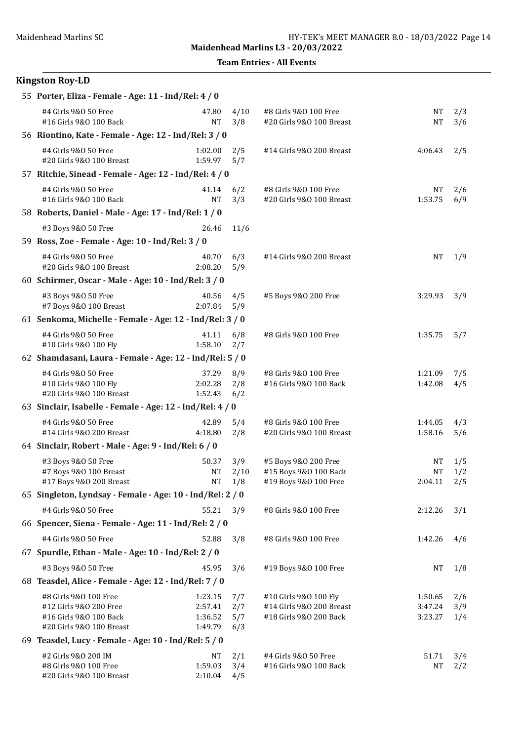**Team Entries - All Events**

## Kingston Roy-LD

**55 Porter, Eliza - Female - Age: 11 - Ind/Rel: 4 / 0**

| Event | Time | Heat/Lane | Event | Time | Heat/Lane |
|---|---|---|---|---|---|
| #4 Girls 9&O 50 Free | 47.80 | 4/10 | #8 Girls 9&O 100 Free | NT | 2/3 |
| #16 Girls 9&O 100 Back | NT | 3/8 | #20 Girls 9&O 100 Breast | NT | 3/6 |

**56 Riontino, Kate - Female - Age: 12 - Ind/Rel: 3 / 0**

| Event | Time | Heat/Lane | Event | Time | Heat/Lane |
|---|---|---|---|---|---|
| #4 Girls 9&O 50 Free | 1:02.00 | 2/5 | #14 Girls 9&O 200 Breast | 4:06.43 | 2/5 |
| #20 Girls 9&O 100 Breast | 1:59.97 | 5/7 | | | |

**57 Ritchie, Sinead - Female - Age: 12 - Ind/Rel: 4 / 0**

| Event | Time | Heat/Lane | Event | Time | Heat/Lane |
|---|---|---|---|---|---|
| #4 Girls 9&O 50 Free | 41.14 | 6/2 | #8 Girls 9&O 100 Free | NT | 2/6 |
| #16 Girls 9&O 100 Back | NT | 3/3 | #20 Girls 9&O 100 Breast | 1:53.75 | 6/9 |

**58 Roberts, Daniel - Male - Age: 17 - Ind/Rel: 1 / 0**

| Event | Time | Heat/Lane | Event | Time | Heat/Lane |
|---|---|---|---|---|---|
| #3 Boys 9&O 50 Free | 26.46 | 11/6 | | | |

**59 Ross, Zoe - Female - Age: 10 - Ind/Rel: 3 / 0**

| Event | Time | Heat/Lane | Event | Time | Heat/Lane |
|---|---|---|---|---|---|
| #4 Girls 9&O 50 Free | 40.70 | 6/3 | #14 Girls 9&O 200 Breast | NT | 1/9 |
| #20 Girls 9&O 100 Breast | 2:08.20 | 5/9 | | | |

**60 Schirmer, Oscar - Male - Age: 10 - Ind/Rel: 3 / 0**

| Event | Time | Heat/Lane | Event | Time | Heat/Lane |
|---|---|---|---|---|---|
| #3 Boys 9&O 50 Free | 40.56 | 4/5 | #5 Boys 9&O 200 Free | 3:29.93 | 3/9 |
| #7 Boys 9&O 100 Breast | 2:07.84 | 5/9 | | | |

**61 Senkoma, Michelle - Female - Age: 12 - Ind/Rel: 3 / 0**

| Event | Time | Heat/Lane | Event | Time | Heat/Lane |
|---|---|---|---|---|---|
| #4 Girls 9&O 50 Free | 41.11 | 6/8 | #8 Girls 9&O 100 Free | 1:35.75 | 5/7 |
| #10 Girls 9&O 100 Fly | 1:58.10 | 2/7 | | | |

**62 Shamdasani, Laura - Female - Age: 12 - Ind/Rel: 5 / 0**

| Event | Time | Heat/Lane | Event | Time | Heat/Lane |
|---|---|---|---|---|---|
| #4 Girls 9&O 50 Free | 37.29 | 8/9 | #8 Girls 9&O 100 Free | 1:21.09 | 7/5 |
| #10 Girls 9&O 100 Fly | 2:02.28 | 2/8 | #16 Girls 9&O 100 Back | 1:42.08 | 4/5 |
| #20 Girls 9&O 100 Breast | 1:52.43 | 6/2 | | | |

**63 Sinclair, Isabelle - Female - Age: 12 - Ind/Rel: 4 / 0**

| Event | Time | Heat/Lane | Event | Time | Heat/Lane |
|---|---|---|---|---|---|
| #4 Girls 9&O 50 Free | 42.89 | 5/4 | #8 Girls 9&O 100 Free | 1:44.05 | 4/3 |
| #14 Girls 9&O 200 Breast | 4:18.80 | 2/8 | #20 Girls 9&O 100 Breast | 1:58.16 | 5/6 |

**64 Sinclair, Robert - Male - Age: 9 - Ind/Rel: 6 / 0**

| Event | Time | Heat/Lane | Event | Time | Heat/Lane |
|---|---|---|---|---|---|
| #3 Boys 9&O 50 Free | 50.37 | 3/9 | #5 Boys 9&O 200 Free | NT | 1/5 |
| #7 Boys 9&O 100 Breast | NT | 2/10 | #15 Boys 9&O 100 Back | NT | 1/2 |
| #17 Boys 9&O 200 Breast | NT | 1/8 | #19 Boys 9&O 100 Free | 2:04.11 | 2/5 |

**65 Singleton, Lyndsay - Female - Age: 10 - Ind/Rel: 2 / 0**

| Event | Time | Heat/Lane | Event | Time | Heat/Lane |
|---|---|---|---|---|---|
| #4 Girls 9&O 50 Free | 55.21 | 3/9 | #8 Girls 9&O 100 Free | 2:12.26 | 3/1 |

**66 Spencer, Siena - Female - Age: 11 - Ind/Rel: 2 / 0**

| Event | Time | Heat/Lane | Event | Time | Heat/Lane |
|---|---|---|---|---|---|
| #4 Girls 9&O 50 Free | 52.88 | 3/8 | #8 Girls 9&O 100 Free | 1:42.26 | 4/6 |

**67 Spurdle, Ethan - Male - Age: 10 - Ind/Rel: 2 / 0**

| Event | Time | Heat/Lane | Event | Time | Heat/Lane |
|---|---|---|---|---|---|
| #3 Boys 9&O 50 Free | 45.95 | 3/6 | #19 Boys 9&O 100 Free | NT | 1/8 |

**68 Teasdel, Alice - Female - Age: 12 - Ind/Rel: 7 / 0**

| Event | Time | Heat/Lane | Event | Time | Heat/Lane |
|---|---|---|---|---|---|
| #8 Girls 9&O 100 Free | 1:23.15 | 7/7 | #10 Girls 9&O 100 Fly | 1:50.65 | 2/6 |
| #12 Girls 9&O 200 Free | 2:57.41 | 2/7 | #14 Girls 9&O 200 Breast | 3:47.24 | 3/9 |
| #16 Girls 9&O 100 Back | 1:36.52 | 5/7 | #18 Girls 9&O 200 Back | 3:23.27 | 1/4 |
| #20 Girls 9&O 100 Breast | 1:49.79 | 6/3 | | | |

**69 Teasdel, Lucy - Female - Age: 10 - Ind/Rel: 5 / 0**

| Event | Time | Heat/Lane | Event | Time | Heat/Lane |
|---|---|---|---|---|---|
| #2 Girls 9&O 200 IM | NT | 2/1 | #4 Girls 9&O 50 Free | 51.71 | 3/4 |
| #8 Girls 9&O 100 Free | 1:59.03 | 3/4 | #16 Girls 9&O 100 Back | NT | 2/2 |
| #20 Girls 9&O 100 Breast | 2:10.04 | 4/5 | | | |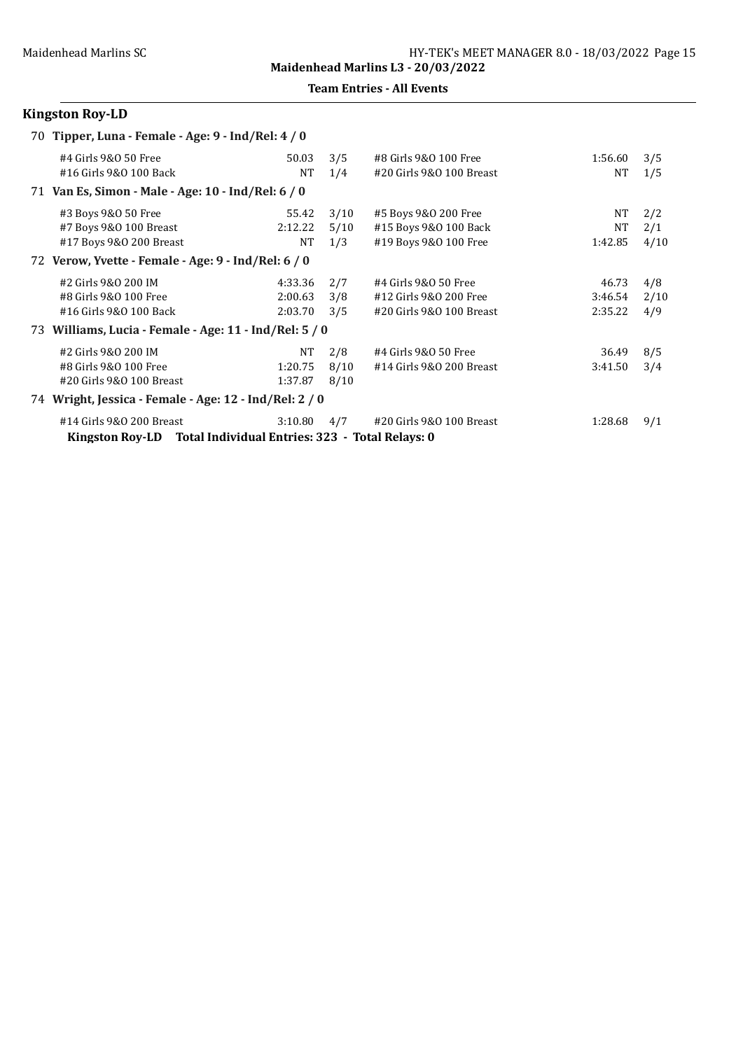**Maidenhead Marlins L3 - 20/03/2022**

**Team Entries - All Events**

## Kingston Roy-LD

**70 Tipper, Luna - Female - Age: 9 - Ind/Rel: 4 / 0**

| Event | Time | Heat/Lane | Event | Time | Heat/Lane |
|---|---|---|---|---|---|
| #4 Girls 9&O 50 Free | 50.03 | 3/5 | #8 Girls 9&O 100 Free | 1:56.60 | 3/5 |
| #16 Girls 9&O 100 Back | NT | 1/4 | #20 Girls 9&O 100 Breast | NT | 1/5 |

**71 Van Es, Simon - Male - Age: 10 - Ind/Rel: 6 / 0**

| Event | Time | Heat/Lane | Event | Time | Heat/Lane |
|---|---|---|---|---|---|
| #3 Boys 9&O 50 Free | 55.42 | 3/10 | #5 Boys 9&O 200 Free | NT | 2/2 |
| #7 Boys 9&O 100 Breast | 2:12.22 | 5/10 | #15 Boys 9&O 100 Back | NT | 2/1 |
| #17 Boys 9&O 200 Breast | NT | 1/3 | #19 Boys 9&O 100 Free | 1:42.85 | 4/10 |

**72 Verow, Yvette - Female - Age: 9 - Ind/Rel: 6 / 0**

| Event | Time | Heat/Lane | Event | Time | Heat/Lane |
|---|---|---|---|---|---|
| #2 Girls 9&O 200 IM | 4:33.36 | 2/7 | #4 Girls 9&O 50 Free | 46.73 | 4/8 |
| #8 Girls 9&O 100 Free | 2:00.63 | 3/8 | #12 Girls 9&O 200 Free | 3:46.54 | 2/10 |
| #16 Girls 9&O 100 Back | 2:03.70 | 3/5 | #20 Girls 9&O 100 Breast | 2:35.22 | 4/9 |

**73 Williams, Lucia - Female - Age: 11 - Ind/Rel: 5 / 0**

| Event | Time | Heat/Lane | Event | Time | Heat/Lane |
|---|---|---|---|---|---|
| #2 Girls 9&O 200 IM | NT | 2/8 | #4 Girls 9&O 50 Free | 36.49 | 8/5 |
| #8 Girls 9&O 100 Free | 1:20.75 | 8/10 | #14 Girls 9&O 200 Breast | 3:41.50 | 3/4 |
| #20 Girls 9&O 100 Breast | 1:37.87 | 8/10 | | | |

**74 Wright, Jessica - Female - Age: 12 - Ind/Rel: 2 / 0**

| Event | Time | Heat/Lane | Event | Time | Heat/Lane |
|---|---|---|---|---|---|
| #14 Girls 9&O 200 Breast | 3:10.80 | 4/7 | #20 Girls 9&O 100 Breast | 1:28.68 | 9/1 |

**Kingston Roy-LD Total Individual Entries: 323 - Total Relays: 0**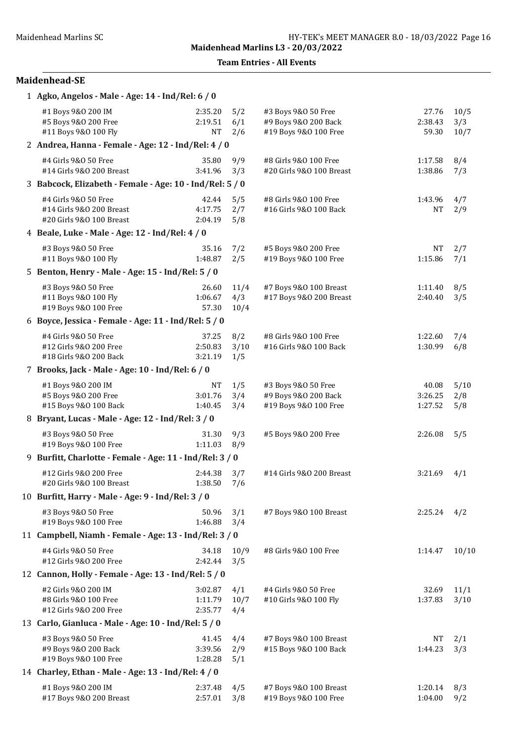Maidenhead Marlins SC

**Maidenhead Marlins L3 - 20/03/2022**

**Team Entries - All Events**

## Maidenhead-SE

**1 Agko, Angelos - Male - Age: 14 - Ind/Rel: 6 / 0**

| Event | Time | Heat/Lane | Event | Time | Heat/Lane |
|---|---|---|---|---|---|
| #1 Boys 9&O 200 IM | 2:35.20 | 5/2 | #3 Boys 9&O 50 Free | 27.76 | 10/5 |
| #5 Boys 9&O 200 Free | 2:19.51 | 6/1 | #9 Boys 9&O 200 Back | 2:38.43 | 3/3 |
| #11 Boys 9&O 100 Fly | NT | 2/6 | #19 Boys 9&O 100 Free | 59.30 | 10/7 |

**2 Andrea, Hanna - Female - Age: 12 - Ind/Rel: 4 / 0**

| Event | Time | Heat/Lane | Event | Time | Heat/Lane |
|---|---|---|---|---|---|
| #4 Girls 9&O 50 Free | 35.80 | 9/9 | #8 Girls 9&O 100 Free | 1:17.58 | 8/4 |
| #14 Girls 9&O 200 Breast | 3:41.96 | 3/3 | #20 Girls 9&O 100 Breast | 1:38.86 | 7/3 |

**3 Babcock, Elizabeth - Female - Age: 10 - Ind/Rel: 5 / 0**

| Event | Time | Heat/Lane | Event | Time | Heat/Lane |
|---|---|---|---|---|---|
| #4 Girls 9&O 50 Free | 42.44 | 5/5 | #8 Girls 9&O 100 Free | 1:43.96 | 4/7 |
| #14 Girls 9&O 200 Breast | 4:17.75 | 2/7 | #16 Girls 9&O 100 Back | NT | 2/9 |
| #20 Girls 9&O 100 Breast | 2:04.19 | 5/8 | | | |

**4 Beale, Luke - Male - Age: 12 - Ind/Rel: 4 / 0**

| Event | Time | Heat/Lane | Event | Time | Heat/Lane |
|---|---|---|---|---|---|
| #3 Boys 9&O 50 Free | 35.16 | 7/2 | #5 Boys 9&O 200 Free | NT | 2/7 |
| #11 Boys 9&O 100 Fly | 1:48.87 | 2/5 | #19 Boys 9&O 100 Free | 1:15.86 | 7/1 |

**5 Benton, Henry - Male - Age: 15 - Ind/Rel: 5 / 0**

| Event | Time | Heat/Lane | Event | Time | Heat/Lane |
|---|---|---|---|---|---|
| #3 Boys 9&O 50 Free | 26.60 | 11/4 | #7 Boys 9&O 100 Breast | 1:11.40 | 8/5 |
| #11 Boys 9&O 100 Fly | 1:06.67 | 4/3 | #17 Boys 9&O 200 Breast | 2:40.40 | 3/5 |
| #19 Boys 9&O 100 Free | 57.30 | 10/4 | | | |

**6 Boyce, Jessica - Female - Age: 11 - Ind/Rel: 5 / 0**

| Event | Time | Heat/Lane | Event | Time | Heat/Lane |
|---|---|---|---|---|---|
| #4 Girls 9&O 50 Free | 37.25 | 8/2 | #8 Girls 9&O 100 Free | 1:22.60 | 7/4 |
| #12 Girls 9&O 200 Free | 2:50.83 | 3/10 | #16 Girls 9&O 100 Back | 1:30.99 | 6/8 |
| #18 Girls 9&O 200 Back | 3:21.19 | 1/5 | | | |

**7 Brooks, Jack - Male - Age: 10 - Ind/Rel: 6 / 0**

| Event | Time | Heat/Lane | Event | Time | Heat/Lane |
|---|---|---|---|---|---|
| #1 Boys 9&O 200 IM | NT | 1/5 | #3 Boys 9&O 50 Free | 40.08 | 5/10 |
| #5 Boys 9&O 200 Free | 3:01.76 | 3/4 | #9 Boys 9&O 200 Back | 3:26.25 | 2/8 |
| #15 Boys 9&O 100 Back | 1:40.45 | 3/4 | #19 Boys 9&O 100 Free | 1:27.52 | 5/8 |

**8 Bryant, Lucas - Male - Age: 12 - Ind/Rel: 3 / 0**

| Event | Time | Heat/Lane | Event | Time | Heat/Lane |
|---|---|---|---|---|---|
| #3 Boys 9&O 50 Free | 31.30 | 9/3 | #5 Boys 9&O 200 Free | 2:26.08 | 5/5 |
| #19 Boys 9&O 100 Free | 1:11.03 | 8/9 | | | |

**9 Burfitt, Charlotte - Female - Age: 11 - Ind/Rel: 3 / 0**

| Event | Time | Heat/Lane | Event | Time | Heat/Lane |
|---|---|---|---|---|---|
| #12 Girls 9&O 200 Free | 2:44.38 | 3/7 | #14 Girls 9&O 200 Breast | 3:21.69 | 4/1 |
| #20 Girls 9&O 100 Breast | 1:38.50 | 7/6 | | | |

**10 Burfitt, Harry - Male - Age: 9 - Ind/Rel: 3 / 0**

| Event | Time | Heat/Lane | Event | Time | Heat/Lane |
|---|---|---|---|---|---|
| #3 Boys 9&O 50 Free | 50.96 | 3/1 | #7 Boys 9&O 100 Breast | 2:25.24 | 4/2 |
| #19 Boys 9&O 100 Free | 1:46.88 | 3/4 | | | |

**11 Campbell, Niamh - Female - Age: 13 - Ind/Rel: 3 / 0**

| Event | Time | Heat/Lane | Event | Time | Heat/Lane |
|---|---|---|---|---|---|
| #4 Girls 9&O 50 Free | 34.18 | 10/9 | #8 Girls 9&O 100 Free | 1:14.47 | 10/10 |
| #12 Girls 9&O 200 Free | 2:42.44 | 3/5 | | | |

**12 Cannon, Holly - Female - Age: 13 - Ind/Rel: 5 / 0**

| Event | Time | Heat/Lane | Event | Time | Heat/Lane |
|---|---|---|---|---|---|
| #2 Girls 9&O 200 IM | 3:02.87 | 4/1 | #4 Girls 9&O 50 Free | 32.69 | 11/1 |
| #8 Girls 9&O 100 Free | 1:11.79 | 10/7 | #10 Girls 9&O 100 Fly | 1:37.83 | 3/10 |
| #12 Girls 9&O 200 Free | 2:35.77 | 4/4 | | | |

**13 Carlo, Gianluca - Male - Age: 10 - Ind/Rel: 5 / 0**

| Event | Time | Heat/Lane | Event | Time | Heat/Lane |
|---|---|---|---|---|---|
| #3 Boys 9&O 50 Free | 41.45 | 4/4 | #7 Boys 9&O 100 Breast | NT | 2/1 |
| #9 Boys 9&O 200 Back | 3:39.56 | 2/9 | #15 Boys 9&O 100 Back | 1:44.23 | 3/3 |
| #19 Boys 9&O 100 Free | 1:28.28 | 5/1 | | | |

**14 Charley, Ethan - Male - Age: 13 - Ind/Rel: 4 / 0**

| Event | Time | Heat/Lane | Event | Time | Heat/Lane |
|---|---|---|---|---|---|
| #1 Boys 9&O 200 IM | 2:37.48 | 4/5 | #7 Boys 9&O 100 Breast | 1:20.14 | 8/3 |
| #17 Boys 9&O 200 Breast | 2:57.01 | 3/8 | #19 Boys 9&O 100 Free | 1:04.00 | 9/2 |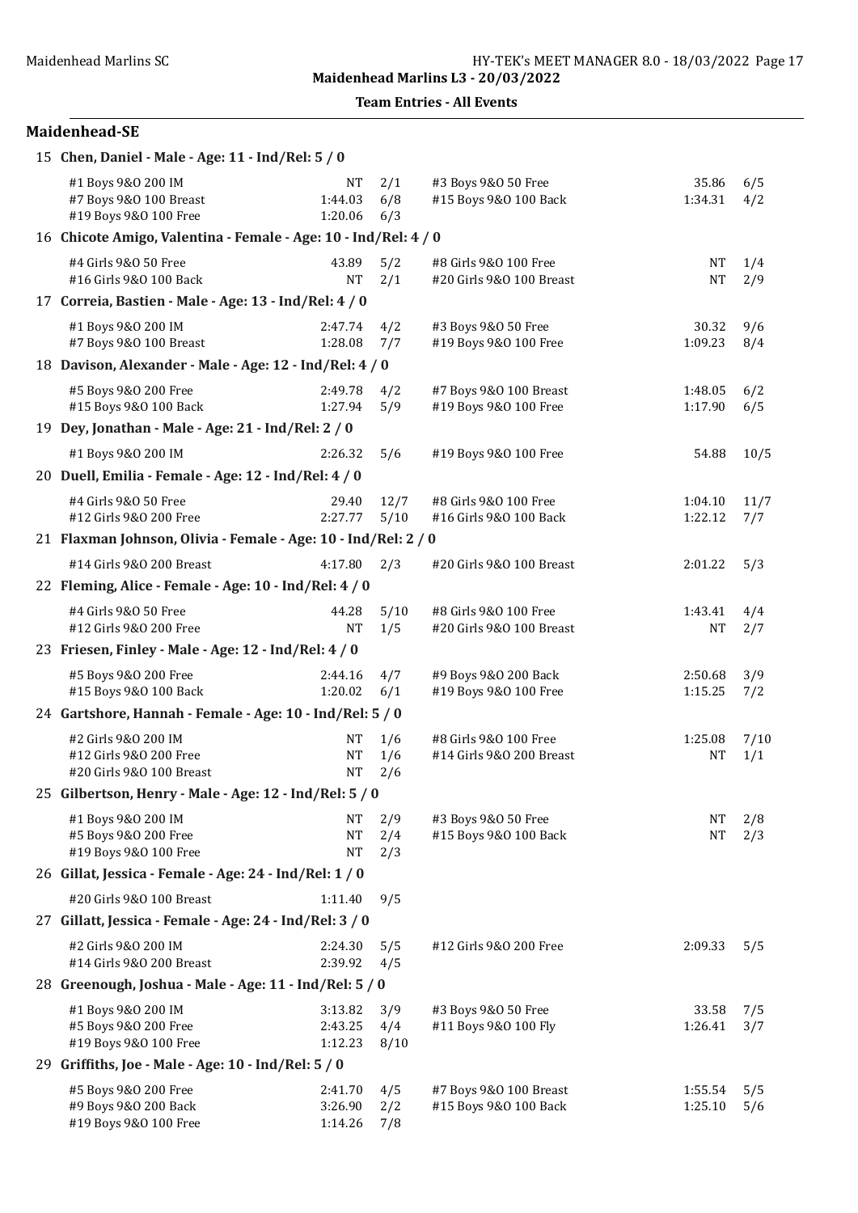Maidenhead Marlins L3 - 20/03/2022

Team Entries - All Events

## Maidenhead-SE

**15 Chen, Daniel - Male - Age: 11 - Ind/Rel: 5 / 0**

| Event | Seed | Heat/Lane | Event | Seed | Heat/Lane |
|---|---|---|---|---|---|
| #1 Boys 9&O 200 IM | NT | 2/1 | #3 Boys 9&O 50 Free | 35.86 | 6/5 |
| #7 Boys 9&O 100 Breast | 1:44.03 | 6/8 | #15 Boys 9&O 100 Back | 1:34.31 | 4/2 |
| #19 Boys 9&O 100 Free | 1:20.06 | 6/3 | | | |

**16 Chicote Amigo, Valentina - Female - Age: 10 - Ind/Rel: 4 / 0**

| Event | Seed | Heat/Lane | Event | Seed | Heat/Lane |
|---|---|---|---|---|---|
| #4 Girls 9&O 50 Free | 43.89 | 5/2 | #8 Girls 9&O 100 Free | NT | 1/4 |
| #16 Girls 9&O 100 Back | NT | 2/1 | #20 Girls 9&O 100 Breast | NT | 2/9 |

**17 Correia, Bastien - Male - Age: 13 - Ind/Rel: 4 / 0**

| Event | Seed | Heat/Lane | Event | Seed | Heat/Lane |
|---|---|---|---|---|---|
| #1 Boys 9&O 200 IM | 2:47.74 | 4/2 | #3 Boys 9&O 50 Free | 30.32 | 9/6 |
| #7 Boys 9&O 100 Breast | 1:28.08 | 7/7 | #19 Boys 9&O 100 Free | 1:09.23 | 8/4 |

**18 Davison, Alexander - Male - Age: 12 - Ind/Rel: 4 / 0**

| Event | Seed | Heat/Lane | Event | Seed | Heat/Lane |
|---|---|---|---|---|---|
| #5 Boys 9&O 200 Free | 2:49.78 | 4/2 | #7 Boys 9&O 100 Breast | 1:48.05 | 6/2 |
| #15 Boys 9&O 100 Back | 1:27.94 | 5/9 | #19 Boys 9&O 100 Free | 1:17.90 | 6/5 |

**19 Dey, Jonathan - Male - Age: 21 - Ind/Rel: 2 / 0**

| Event | Seed | Heat/Lane | Event | Seed | Heat/Lane |
|---|---|---|---|---|---|
| #1 Boys 9&O 200 IM | 2:26.32 | 5/6 | #19 Boys 9&O 100 Free | 54.88 | 10/5 |

**20 Duell, Emilia - Female - Age: 12 - Ind/Rel: 4 / 0**

| Event | Seed | Heat/Lane | Event | Seed | Heat/Lane |
|---|---|---|---|---|---|
| #4 Girls 9&O 50 Free | 29.40 | 12/7 | #8 Girls 9&O 100 Free | 1:04.10 | 11/7 |
| #12 Girls 9&O 200 Free | 2:27.77 | 5/10 | #16 Girls 9&O 100 Back | 1:22.12 | 7/7 |

**21 Flaxman Johnson, Olivia - Female - Age: 10 - Ind/Rel: 2 / 0**

| Event | Seed | Heat/Lane | Event | Seed | Heat/Lane |
|---|---|---|---|---|---|
| #14 Girls 9&O 200 Breast | 4:17.80 | 2/3 | #20 Girls 9&O 100 Breast | 2:01.22 | 5/3 |

**22 Fleming, Alice - Female - Age: 10 - Ind/Rel: 4 / 0**

| Event | Seed | Heat/Lane | Event | Seed | Heat/Lane |
|---|---|---|---|---|---|
| #4 Girls 9&O 50 Free | 44.28 | 5/10 | #8 Girls 9&O 100 Free | 1:43.41 | 4/4 |
| #12 Girls 9&O 200 Free | NT | 1/5 | #20 Girls 9&O 100 Breast | NT | 2/7 |

**23 Friesen, Finley - Male - Age: 12 - Ind/Rel: 4 / 0**

| Event | Seed | Heat/Lane | Event | Seed | Heat/Lane |
|---|---|---|---|---|---|
| #5 Boys 9&O 200 Free | 2:44.16 | 4/7 | #9 Boys 9&O 200 Back | 2:50.68 | 3/9 |
| #15 Boys 9&O 100 Back | 1:20.02 | 6/1 | #19 Boys 9&O 100 Free | 1:15.25 | 7/2 |

**24 Gartshore, Hannah - Female - Age: 10 - Ind/Rel: 5 / 0**

| Event | Seed | Heat/Lane | Event | Seed | Heat/Lane |
|---|---|---|---|---|---|
| #2 Girls 9&O 200 IM | NT | 1/6 | #8 Girls 9&O 100 Free | 1:25.08 | 7/10 |
| #12 Girls 9&O 200 Free | NT | 1/6 | #14 Girls 9&O 200 Breast | NT | 1/1 |
| #20 Girls 9&O 100 Breast | NT | 2/6 | | | |

**25 Gilbertson, Henry - Male - Age: 12 - Ind/Rel: 5 / 0**

| Event | Seed | Heat/Lane | Event | Seed | Heat/Lane |
|---|---|---|---|---|---|
| #1 Boys 9&O 200 IM | NT | 2/9 | #3 Boys 9&O 50 Free | NT | 2/8 |
| #5 Boys 9&O 200 Free | NT | 2/4 | #15 Boys 9&O 100 Back | NT | 2/3 |
| #19 Boys 9&O 100 Free | NT | 2/3 | | | |

**26 Gillat, Jessica - Female - Age: 24 - Ind/Rel: 1 / 0**

| Event | Seed | Heat/Lane |
|---|---|---|
| #20 Girls 9&O 100 Breast | 1:11.40 | 9/5 |

**27 Gillatt, Jessica - Female - Age: 24 - Ind/Rel: 3 / 0**

| Event | Seed | Heat/Lane | Event | Seed | Heat/Lane |
|---|---|---|---|---|---|
| #2 Girls 9&O 200 IM | 2:24.30 | 5/5 | #12 Girls 9&O 200 Free | 2:09.33 | 5/5 |
| #14 Girls 9&O 200 Breast | 2:39.92 | 4/5 | | | |

**28 Greenough, Joshua - Male - Age: 11 - Ind/Rel: 5 / 0**

| Event | Seed | Heat/Lane | Event | Seed | Heat/Lane |
|---|---|---|---|---|---|
| #1 Boys 9&O 200 IM | 3:13.82 | 3/9 | #3 Boys 9&O 50 Free | 33.58 | 7/5 |
| #5 Boys 9&O 200 Free | 2:43.25 | 4/4 | #11 Boys 9&O 100 Fly | 1:26.41 | 3/7 |
| #19 Boys 9&O 100 Free | 1:12.23 | 8/10 | | | |

**29 Griffiths, Joe - Male - Age: 10 - Ind/Rel: 5 / 0**

| Event | Seed | Heat/Lane | Event | Seed | Heat/Lane |
|---|---|---|---|---|---|
| #5 Boys 9&O 200 Free | 2:41.70 | 4/5 | #7 Boys 9&O 100 Breast | 1:55.54 | 5/5 |
| #9 Boys 9&O 200 Back | 3:26.90 | 2/2 | #15 Boys 9&O 100 Back | 1:25.10 | 5/6 |
| #19 Boys 9&O 100 Free | 1:14.26 | 7/8 | | | |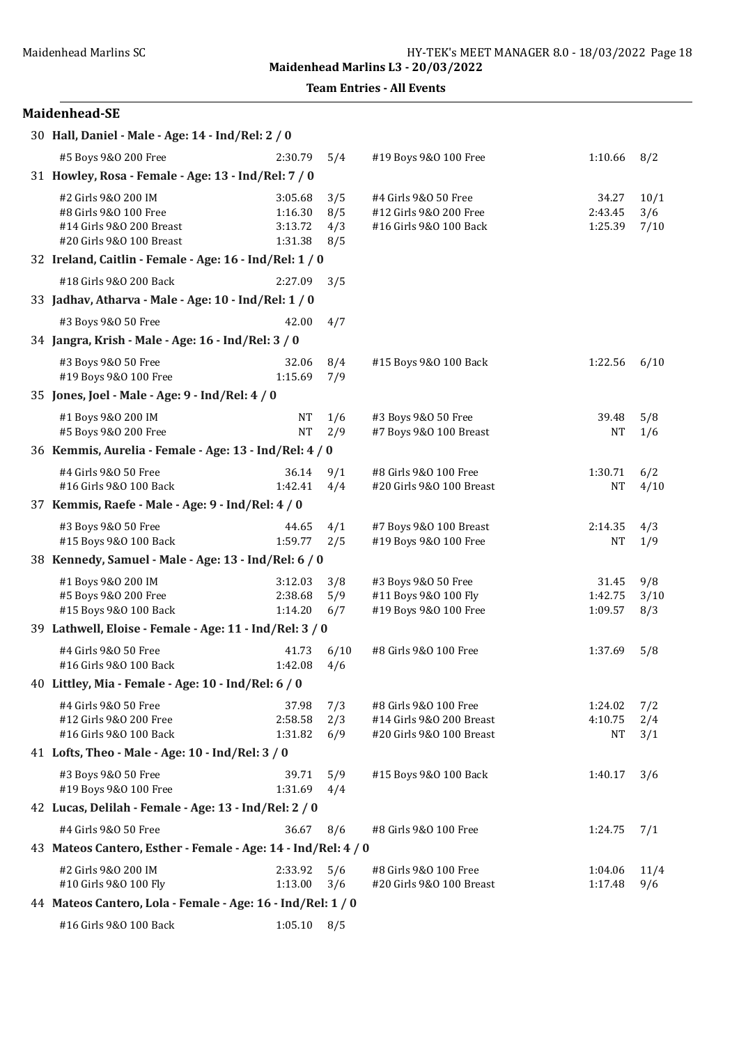**Team Entries - All Events**

## Maidenhead-SE

### 30 Hall, Daniel - Male - Age: 14 - Ind/Rel: 2 / 0

| Event | Time | Heat/Lane | Event | Time | Heat/Lane |
|---|---|---|---|---|---|
| #5 Boys 9&O 200 Free | 2:30.79 | 5/4 | #19 Boys 9&O 100 Free | 1:10.66 | 8/2 |

### 31 Howley, Rosa - Female - Age: 13 - Ind/Rel: 7 / 0

| Event | Time | Heat/Lane | Event | Time | Heat/Lane |
|---|---|---|---|---|---|
| #2 Girls 9&O 200 IM | 3:05.68 | 3/5 | #4 Girls 9&O 50 Free | 34.27 | 10/1 |
| #8 Girls 9&O 100 Free | 1:16.30 | 8/5 | #12 Girls 9&O 200 Free | 2:43.45 | 3/6 |
| #14 Girls 9&O 200 Breast | 3:13.72 | 4/3 | #16 Girls 9&O 100 Back | 1:25.39 | 7/10 |
| #20 Girls 9&O 100 Breast | 1:31.38 | 8/5 | | | |

### 32 Ireland, Caitlin - Female - Age: 16 - Ind/Rel: 1 / 0

| Event | Time | Heat/Lane |
|---|---|---|
| #18 Girls 9&O 200 Back | 2:27.09 | 3/5 |

### 33 Jadhav, Atharva - Male - Age: 10 - Ind/Rel: 1 / 0

| Event | Time | Heat/Lane |
|---|---|---|
| #3 Boys 9&O 50 Free | 42.00 | 4/7 |

### 34 Jangra, Krish - Male - Age: 16 - Ind/Rel: 3 / 0

| Event | Time | Heat/Lane | Event | Time | Heat/Lane |
|---|---|---|---|---|---|
| #3 Boys 9&O 50 Free | 32.06 | 8/4 | #15 Boys 9&O 100 Back | 1:22.56 | 6/10 |
| #19 Boys 9&O 100 Free | 1:15.69 | 7/9 | | | |

### 35 Jones, Joel - Male - Age: 9 - Ind/Rel: 4 / 0

| Event | Time | Heat/Lane | Event | Time | Heat/Lane |
|---|---|---|---|---|---|
| #1 Boys 9&O 200 IM | NT | 1/6 | #3 Boys 9&O 50 Free | 39.48 | 5/8 |
| #5 Boys 9&O 200 Free | NT | 2/9 | #7 Boys 9&O 100 Breast | NT | 1/6 |

### 36 Kemmis, Aurelia - Female - Age: 13 - Ind/Rel: 4 / 0

| Event | Time | Heat/Lane | Event | Time | Heat/Lane |
|---|---|---|---|---|---|
| #4 Girls 9&O 50 Free | 36.14 | 9/1 | #8 Girls 9&O 100 Free | 1:30.71 | 6/2 |
| #16 Girls 9&O 100 Back | 1:42.41 | 4/4 | #20 Girls 9&O 100 Breast | NT | 4/10 |

### 37 Kemmis, Raefe - Male - Age: 9 - Ind/Rel: 4 / 0

| Event | Time | Heat/Lane | Event | Time | Heat/Lane |
|---|---|---|---|---|---|
| #3 Boys 9&O 50 Free | 44.65 | 4/1 | #7 Boys 9&O 100 Breast | 2:14.35 | 4/3 |
| #15 Boys 9&O 100 Back | 1:59.77 | 2/5 | #19 Boys 9&O 100 Free | NT | 1/9 |

### 38 Kennedy, Samuel - Male - Age: 13 - Ind/Rel: 6 / 0

| Event | Time | Heat/Lane | Event | Time | Heat/Lane |
|---|---|---|---|---|---|
| #1 Boys 9&O 200 IM | 3:12.03 | 3/8 | #3 Boys 9&O 50 Free | 31.45 | 9/8 |
| #5 Boys 9&O 200 Free | 2:38.68 | 5/9 | #11 Boys 9&O 100 Fly | 1:42.75 | 3/10 |
| #15 Boys 9&O 100 Back | 1:14.20 | 6/7 | #19 Boys 9&O 100 Free | 1:09.57 | 8/3 |

### 39 Lathwell, Eloise - Female - Age: 11 - Ind/Rel: 3 / 0

| Event | Time | Heat/Lane | Event | Time | Heat/Lane |
|---|---|---|---|---|---|
| #4 Girls 9&O 50 Free | 41.73 | 6/10 | #8 Girls 9&O 100 Free | 1:37.69 | 5/8 |
| #16 Girls 9&O 100 Back | 1:42.08 | 4/6 | | | |

### 40 Littley, Mia - Female - Age: 10 - Ind/Rel: 6 / 0

| Event | Time | Heat/Lane | Event | Time | Heat/Lane |
|---|---|---|---|---|---|
| #4 Girls 9&O 50 Free | 37.98 | 7/3 | #8 Girls 9&O 100 Free | 1:24.02 | 7/2 |
| #12 Girls 9&O 200 Free | 2:58.58 | 2/3 | #14 Girls 9&O 200 Breast | 4:10.75 | 2/4 |
| #16 Girls 9&O 100 Back | 1:31.82 | 6/9 | #20 Girls 9&O 100 Breast | NT | 3/1 |

### 41 Lofts, Theo - Male - Age: 10 - Ind/Rel: 3 / 0

| Event | Time | Heat/Lane | Event | Time | Heat/Lane |
|---|---|---|---|---|---|
| #3 Boys 9&O 50 Free | 39.71 | 5/9 | #15 Boys 9&O 100 Back | 1:40.17 | 3/6 |
| #19 Boys 9&O 100 Free | 1:31.69 | 4/4 | | | |

### 42 Lucas, Delilah - Female - Age: 13 - Ind/Rel: 2 / 0

| Event | Time | Heat/Lane | Event | Time | Heat/Lane |
|---|---|---|---|---|---|
| #4 Girls 9&O 50 Free | 36.67 | 8/6 | #8 Girls 9&O 100 Free | 1:24.75 | 7/1 |

### 43 Mateos Cantero, Esther - Female - Age: 14 - Ind/Rel: 4 / 0

| Event | Time | Heat/Lane | Event | Time | Heat/Lane |
|---|---|---|---|---|---|
| #2 Girls 9&O 200 IM | 2:33.92 | 5/6 | #8 Girls 9&O 100 Free | 1:04.06 | 11/4 |
| #10 Girls 9&O 100 Fly | 1:13.00 | 3/6 | #20 Girls 9&O 100 Breast | 1:17.48 | 9/6 |

### 44 Mateos Cantero, Lola - Female - Age: 16 - Ind/Rel: 1 / 0

| Event | Time | Heat/Lane |
|---|---|---|
| #16 Girls 9&O 100 Back | 1:05.10 | 8/5 |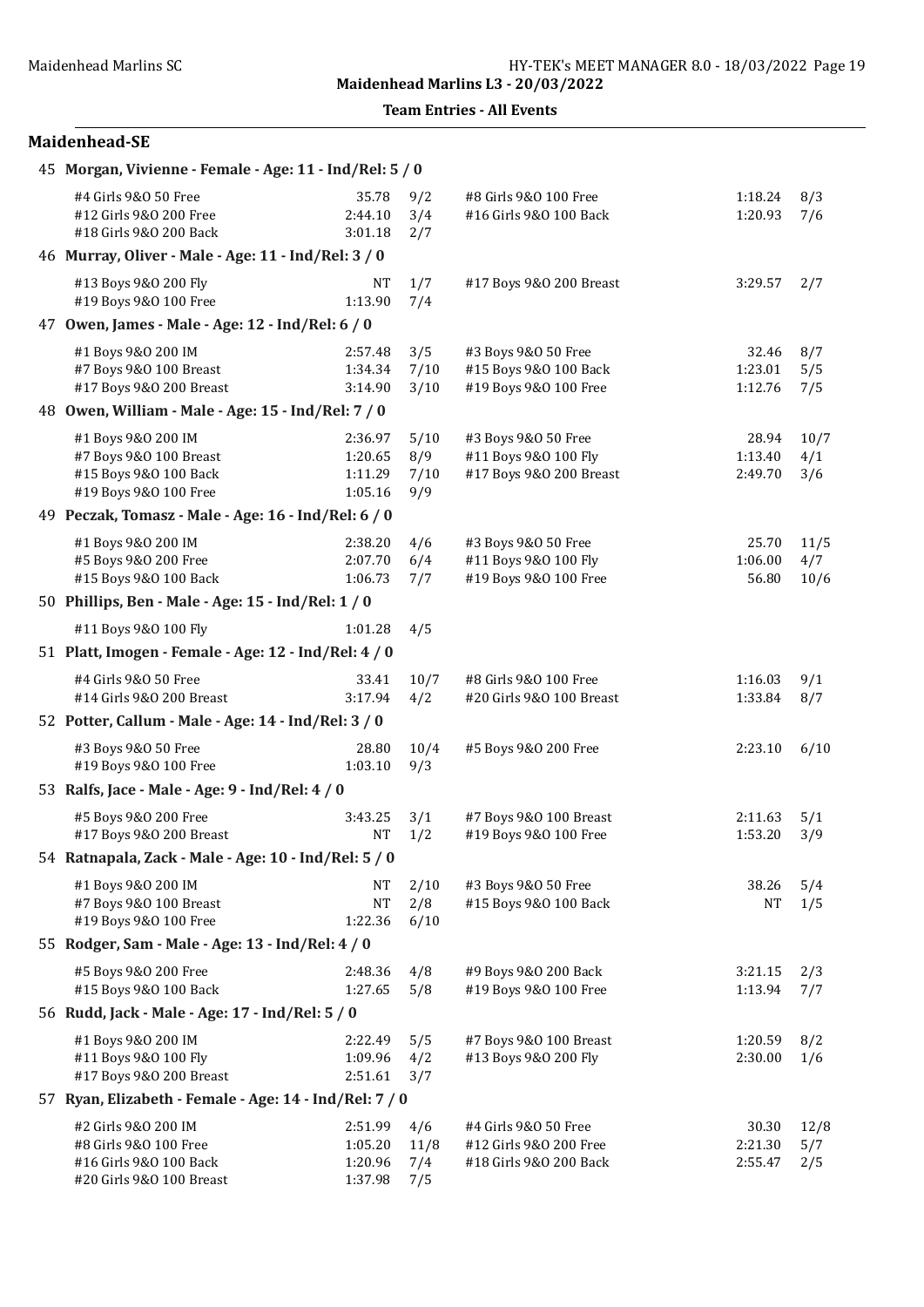**Maidenhead Marlins L3 - 20/03/2022**

**Team Entries - All Events**

## Maidenhead-SE

### 45 Morgan, Vivienne - Female - Age: 11 - Ind/Rel: 5 / 0

| Event | Seed | Heat/Lane | Event | Seed | Heat/Lane |
|---|---|---|---|---|---|
| #4 Girls 9&O 50 Free | 35.78 | 9/2 | #8 Girls 9&O 100 Free | 1:18.24 | 8/3 |
| #12 Girls 9&O 200 Free | 2:44.10 | 3/4 | #16 Girls 9&O 100 Back | 1:20.93 | 7/6 |
| #18 Girls 9&O 200 Back | 3:01.18 | 2/7 | | | |

### 46 Murray, Oliver - Male - Age: 11 - Ind/Rel: 3 / 0

| Event | Seed | Heat/Lane | Event | Seed | Heat/Lane |
|---|---|---|---|---|---|
| #13 Boys 9&O 200 Fly | NT | 1/7 | #17 Boys 9&O 200 Breast | 3:29.57 | 2/7 |
| #19 Boys 9&O 100 Free | 1:13.90 | 7/4 | | | |

### 47 Owen, James - Male - Age: 12 - Ind/Rel: 6 / 0

| Event | Seed | Heat/Lane | Event | Seed | Heat/Lane |
|---|---|---|---|---|---|
| #1 Boys 9&O 200 IM | 2:57.48 | 3/5 | #3 Boys 9&O 50 Free | 32.46 | 8/7 |
| #7 Boys 9&O 100 Breast | 1:34.34 | 7/10 | #15 Boys 9&O 100 Back | 1:23.01 | 5/5 |
| #17 Boys 9&O 200 Breast | 3:14.90 | 3/10 | #19 Boys 9&O 100 Free | 1:12.76 | 7/5 |

### 48 Owen, William - Male - Age: 15 - Ind/Rel: 7 / 0

| Event | Seed | Heat/Lane | Event | Seed | Heat/Lane |
|---|---|---|---|---|---|
| #1 Boys 9&O 200 IM | 2:36.97 | 5/10 | #3 Boys 9&O 50 Free | 28.94 | 10/7 |
| #7 Boys 9&O 100 Breast | 1:20.65 | 8/9 | #11 Boys 9&O 100 Fly | 1:13.40 | 4/1 |
| #15 Boys 9&O 100 Back | 1:11.29 | 7/10 | #17 Boys 9&O 200 Breast | 2:49.70 | 3/6 |
| #19 Boys 9&O 100 Free | 1:05.16 | 9/9 | | | |

### 49 Peczak, Tomasz - Male - Age: 16 - Ind/Rel: 6 / 0

| Event | Seed | Heat/Lane | Event | Seed | Heat/Lane |
|---|---|---|---|---|---|
| #1 Boys 9&O 200 IM | 2:38.20 | 4/6 | #3 Boys 9&O 50 Free | 25.70 | 11/5 |
| #5 Boys 9&O 200 Free | 2:07.70 | 6/4 | #11 Boys 9&O 100 Fly | 1:06.00 | 4/7 |
| #15 Boys 9&O 100 Back | 1:06.73 | 7/7 | #19 Boys 9&O 100 Free | 56.80 | 10/6 |

### 50 Phillips, Ben - Male - Age: 15 - Ind/Rel: 1 / 0

| Event | Seed | Heat/Lane |
|---|---|---|
| #11 Boys 9&O 100 Fly | 1:01.28 | 4/5 |

### 51 Platt, Imogen - Female - Age: 12 - Ind/Rel: 4 / 0

| Event | Seed | Heat/Lane | Event | Seed | Heat/Lane |
|---|---|---|---|---|---|
| #4 Girls 9&O 50 Free | 33.41 | 10/7 | #8 Girls 9&O 100 Free | 1:16.03 | 9/1 |
| #14 Girls 9&O 200 Breast | 3:17.94 | 4/2 | #20 Girls 9&O 100 Breast | 1:33.84 | 8/7 |

### 52 Potter, Callum - Male - Age: 14 - Ind/Rel: 3 / 0

| Event | Seed | Heat/Lane | Event | Seed | Heat/Lane |
|---|---|---|---|---|---|
| #3 Boys 9&O 50 Free | 28.80 | 10/4 | #5 Boys 9&O 200 Free | 2:23.10 | 6/10 |
| #19 Boys 9&O 100 Free | 1:03.10 | 9/3 | | | |

### 53 Ralfs, Jace - Male - Age: 9 - Ind/Rel: 4 / 0

| Event | Seed | Heat/Lane | Event | Seed | Heat/Lane |
|---|---|---|---|---|---|
| #5 Boys 9&O 200 Free | 3:43.25 | 3/1 | #7 Boys 9&O 100 Breast | 2:11.63 | 5/1 |
| #17 Boys 9&O 200 Breast | NT | 1/2 | #19 Boys 9&O 100 Free | 1:53.20 | 3/9 |

### 54 Ratnapala, Zack - Male - Age: 10 - Ind/Rel: 5 / 0

| Event | Seed | Heat/Lane | Event | Seed | Heat/Lane |
|---|---|---|---|---|---|
| #1 Boys 9&O 200 IM | NT | 2/10 | #3 Boys 9&O 50 Free | 38.26 | 5/4 |
| #7 Boys 9&O 100 Breast | NT | 2/8 | #15 Boys 9&O 100 Back | NT | 1/5 |
| #19 Boys 9&O 100 Free | 1:22.36 | 6/10 | | | |

### 55 Rodger, Sam - Male - Age: 13 - Ind/Rel: 4 / 0

| Event | Seed | Heat/Lane | Event | Seed | Heat/Lane |
|---|---|---|---|---|---|
| #5 Boys 9&O 200 Free | 2:48.36 | 4/8 | #9 Boys 9&O 200 Back | 3:21.15 | 2/3 |
| #15 Boys 9&O 100 Back | 1:27.65 | 5/8 | #19 Boys 9&O 100 Free | 1:13.94 | 7/7 |

### 56 Rudd, Jack - Male - Age: 17 - Ind/Rel: 5 / 0

| Event | Seed | Heat/Lane | Event | Seed | Heat/Lane |
|---|---|---|---|---|---|
| #1 Boys 9&O 200 IM | 2:22.49 | 5/5 | #7 Boys 9&O 100 Breast | 1:20.59 | 8/2 |
| #11 Boys 9&O 100 Fly | 1:09.96 | 4/2 | #13 Boys 9&O 200 Fly | 2:30.00 | 1/6 |
| #17 Boys 9&O 200 Breast | 2:51.61 | 3/7 | | | |

### 57 Ryan, Elizabeth - Female - Age: 14 - Ind/Rel: 7 / 0

| Event | Seed | Heat/Lane | Event | Seed | Heat/Lane |
|---|---|---|---|---|---|
| #2 Girls 9&O 200 IM | 2:51.99 | 4/6 | #4 Girls 9&O 50 Free | 30.30 | 12/8 |
| #8 Girls 9&O 100 Free | 1:05.20 | 11/8 | #12 Girls 9&O 200 Free | 2:21.30 | 5/7 |
| #16 Girls 9&O 100 Back | 1:20.96 | 7/4 | #18 Girls 9&O 200 Back | 2:55.47 | 2/5 |
| #20 Girls 9&O 100 Breast | 1:37.98 | 7/5 | | | |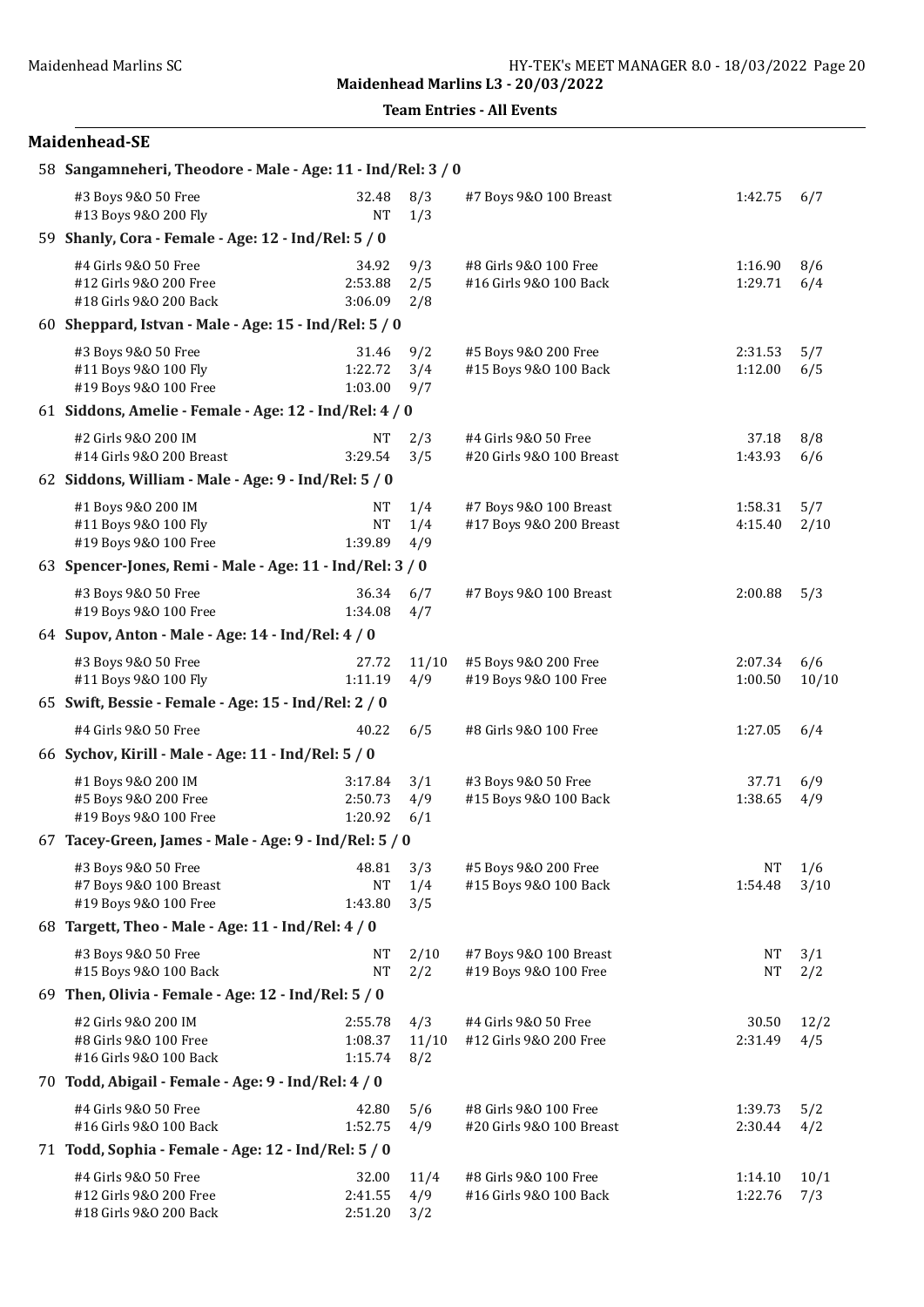## Team Entries - All Events

### Maidenhead-SE

**58 Sangamneheri, Theodore - Male - Age: 11 - Ind/Rel: 3 / 0**

| Event | Time | Heat/Lane | Event | Time | Heat/Lane |
|---|---|---|---|---|---|
| #3 Boys 9&O 50 Free | 32.48 | 8/3 | #7 Boys 9&O 100 Breast | 1:42.75 | 6/7 |
| #13 Boys 9&O 200 Fly | NT | 1/3 | | | |

**59 Shanly, Cora - Female - Age: 12 - Ind/Rel: 5 / 0**

| Event | Time | Heat/Lane | Event | Time | Heat/Lane |
|---|---|---|---|---|---|
| #4 Girls 9&O 50 Free | 34.92 | 9/3 | #8 Girls 9&O 100 Free | 1:16.90 | 8/6 |
| #12 Girls 9&O 200 Free | 2:53.88 | 2/5 | #16 Girls 9&O 100 Back | 1:29.71 | 6/4 |
| #18 Girls 9&O 200 Back | 3:06.09 | 2/8 | | | |

**60 Sheppard, Istvan - Male - Age: 15 - Ind/Rel: 5 / 0**

| Event | Time | Heat/Lane | Event | Time | Heat/Lane |
|---|---|---|---|---|---|
| #3 Boys 9&O 50 Free | 31.46 | 9/2 | #5 Boys 9&O 200 Free | 2:31.53 | 5/7 |
| #11 Boys 9&O 100 Fly | 1:22.72 | 3/4 | #15 Boys 9&O 100 Back | 1:12.00 | 6/5 |
| #19 Boys 9&O 100 Free | 1:03.00 | 9/7 | | | |

**61 Siddons, Amelie - Female - Age: 12 - Ind/Rel: 4 / 0**

| Event | Time | Heat/Lane | Event | Time | Heat/Lane |
|---|---|---|---|---|---|
| #2 Girls 9&O 200 IM | NT | 2/3 | #4 Girls 9&O 50 Free | 37.18 | 8/8 |
| #14 Girls 9&O 200 Breast | 3:29.54 | 3/5 | #20 Girls 9&O 100 Breast | 1:43.93 | 6/6 |

**62 Siddons, William - Male - Age: 9 - Ind/Rel: 5 / 0**

| Event | Time | Heat/Lane | Event | Time | Heat/Lane |
|---|---|---|---|---|---|
| #1 Boys 9&O 200 IM | NT | 1/4 | #7 Boys 9&O 100 Breast | 1:58.31 | 5/7 |
| #11 Boys 9&O 100 Fly | NT | 1/4 | #17 Boys 9&O 200 Breast | 4:15.40 | 2/10 |
| #19 Boys 9&O 100 Free | 1:39.89 | 4/9 | | | |

**63 Spencer-Jones, Remi - Male - Age: 11 - Ind/Rel: 3 / 0**

| Event | Time | Heat/Lane | Event | Time | Heat/Lane |
|---|---|---|---|---|---|
| #3 Boys 9&O 50 Free | 36.34 | 6/7 | #7 Boys 9&O 100 Breast | 2:00.88 | 5/3 |
| #19 Boys 9&O 100 Free | 1:34.08 | 4/7 | | | |

**64 Supov, Anton - Male - Age: 14 - Ind/Rel: 4 / 0**

| Event | Time | Heat/Lane | Event | Time | Heat/Lane |
|---|---|---|---|---|---|
| #3 Boys 9&O 50 Free | 27.72 | 11/10 | #5 Boys 9&O 200 Free | 2:07.34 | 6/6 |
| #11 Boys 9&O 100 Fly | 1:11.19 | 4/9 | #19 Boys 9&O 100 Free | 1:00.50 | 10/10 |

**65 Swift, Bessie - Female - Age: 15 - Ind/Rel: 2 / 0**

| Event | Time | Heat/Lane | Event | Time | Heat/Lane |
|---|---|---|---|---|---|
| #4 Girls 9&O 50 Free | 40.22 | 6/5 | #8 Girls 9&O 100 Free | 1:27.05 | 6/4 |

**66 Sychov, Kirill - Male - Age: 11 - Ind/Rel: 5 / 0**

| Event | Time | Heat/Lane | Event | Time | Heat/Lane |
|---|---|---|---|---|---|
| #1 Boys 9&O 200 IM | 3:17.84 | 3/1 | #3 Boys 9&O 50 Free | 37.71 | 6/9 |
| #5 Boys 9&O 200 Free | 2:50.73 | 4/9 | #15 Boys 9&O 100 Back | 1:38.65 | 4/9 |
| #19 Boys 9&O 100 Free | 1:20.92 | 6/1 | | | |

**67 Tacey-Green, James - Male - Age: 9 - Ind/Rel: 5 / 0**

| Event | Time | Heat/Lane | Event | Time | Heat/Lane |
|---|---|---|---|---|---|
| #3 Boys 9&O 50 Free | 48.81 | 3/3 | #5 Boys 9&O 200 Free | NT | 1/6 |
| #7 Boys 9&O 100 Breast | NT | 1/4 | #15 Boys 9&O 100 Back | 1:54.48 | 3/10 |
| #19 Boys 9&O 100 Free | 1:43.80 | 3/5 | | | |

**68 Targett, Theo - Male - Age: 11 - Ind/Rel: 4 / 0**

| Event | Time | Heat/Lane | Event | Time | Heat/Lane |
|---|---|---|---|---|---|
| #3 Boys 9&O 50 Free | NT | 2/10 | #7 Boys 9&O 100 Breast | NT | 3/1 |
| #15 Boys 9&O 100 Back | NT | 2/2 | #19 Boys 9&O 100 Free | NT | 2/2 |

**69 Then, Olivia - Female - Age: 12 - Ind/Rel: 5 / 0**

| Event | Time | Heat/Lane | Event | Time | Heat/Lane |
|---|---|---|---|---|---|
| #2 Girls 9&O 200 IM | 2:55.78 | 4/3 | #4 Girls 9&O 50 Free | 30.50 | 12/2 |
| #8 Girls 9&O 100 Free | 1:08.37 | 11/10 | #12 Girls 9&O 200 Free | 2:31.49 | 4/5 |
| #16 Girls 9&O 100 Back | 1:15.74 | 8/2 | | | |

**70 Todd, Abigail - Female - Age: 9 - Ind/Rel: 4 / 0**

| Event | Time | Heat/Lane | Event | Time | Heat/Lane |
|---|---|---|---|---|---|
| #4 Girls 9&O 50 Free | 42.80 | 5/6 | #8 Girls 9&O 100 Free | 1:39.73 | 5/2 |
| #16 Girls 9&O 100 Back | 1:52.75 | 4/9 | #20 Girls 9&O 100 Breast | 2:30.44 | 4/2 |

**71 Todd, Sophia - Female - Age: 12 - Ind/Rel: 5 / 0**

| Event | Time | Heat/Lane | Event | Time | Heat/Lane |
|---|---|---|---|---|---|
| #4 Girls 9&O 50 Free | 32.00 | 11/4 | #8 Girls 9&O 100 Free | 1:14.10 | 10/1 |
| #12 Girls 9&O 200 Free | 2:41.55 | 4/9 | #16 Girls 9&O 100 Back | 1:22.76 | 7/3 |
| #18 Girls 9&O 200 Back | 2:51.20 | 3/2 | | | |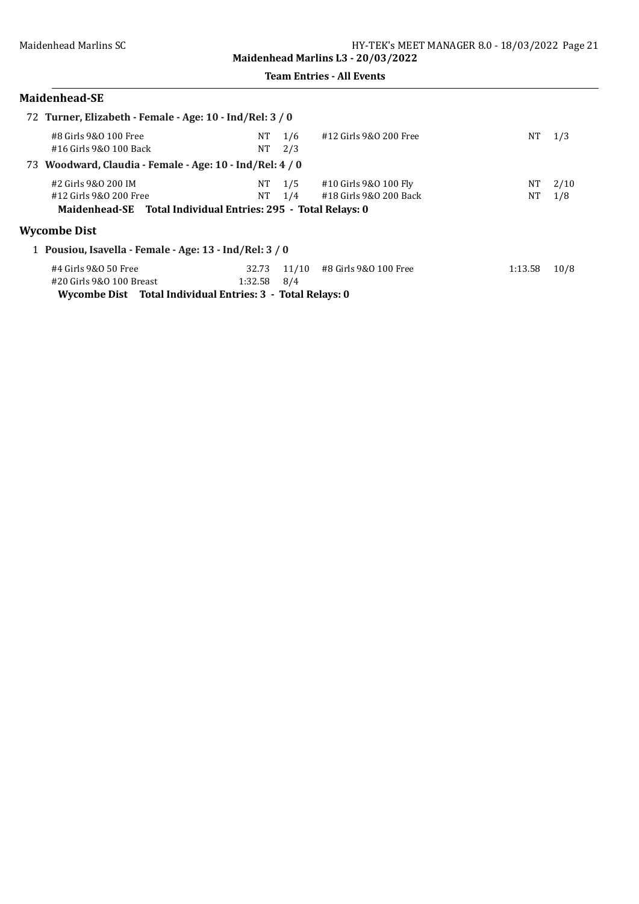**Maidenhead Marlins L3 - 20/03/2022**

**Team Entries - All Events**

## Maidenhead-SE

**72 Turner, Elizabeth - Female - Age: 10 - Ind/Rel: 3 / 0**

| | | | | | |
|---|---|---|---|---|---|
| #8 Girls 9&O 100 Free | NT | 1/6 | #12 Girls 9&O 200 Free | NT | 1/3 |
| #16 Girls 9&O 100 Back | NT | 2/3 | | | |

**73 Woodward, Claudia - Female - Age: 10 - Ind/Rel: 4 / 0**

| | | | | | |
|---|---|---|---|---|---|
| #2 Girls 9&O 200 IM | NT | 1/5 | #10 Girls 9&O 100 Fly | NT | 2/10 |
| #12 Girls 9&O 200 Free | NT | 1/4 | #18 Girls 9&O 200 Back | NT | 1/8 |

**Maidenhead-SE Total Individual Entries: 295 - Total Relays: 0**

## Wycombe Dist

**1 Pousiou, Isavella - Female - Age: 13 - Ind/Rel: 3 / 0**

| | | | | | |
|---|---|---|---|---|---|
| #4 Girls 9&O 50 Free | 32.73 | 11/10 | #8 Girls 9&O 100 Free | 1:13.58 | 10/8 |
| #20 Girls 9&O 100 Breast | 1:32.58 | 8/4 | | | |

**Wycombe Dist Total Individual Entries: 3 - Total Relays: 0**